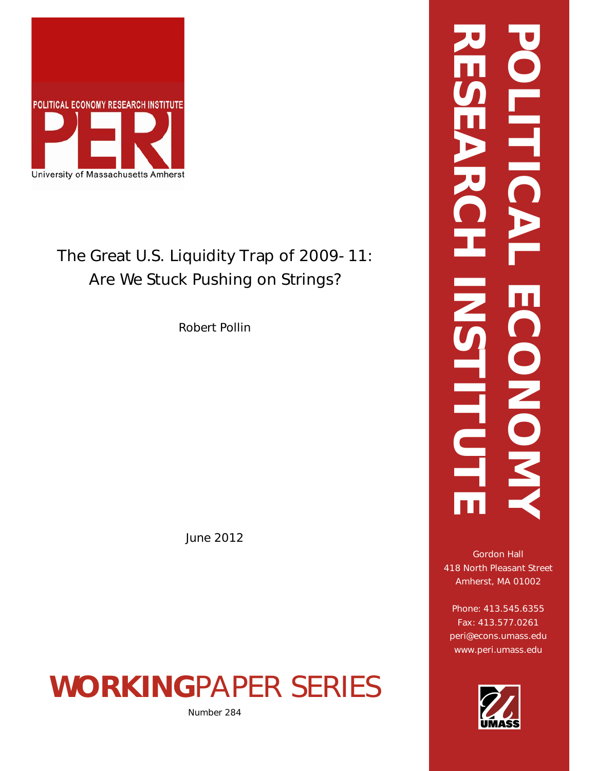POLITICAL ECONOMY RESEARCH INSTITUTE

PERI

University of Massachusetts Amherst

# The Great U.S. Liquidity Trap of 2009-11: Are We Stuck Pushing on Strings?

Robert Pollin

June 2012

**WORKING**PAPER SERIES

Number 284

POLITICAL ECONOMY RESEARCH INSTITUTE

Gordon Hall
418 North Pleasant Street
Amherst, MA 01002

Phone: 413.545.6355
Fax: 413.577.0261
peri@econs.umass.edu
www.peri.umass.edu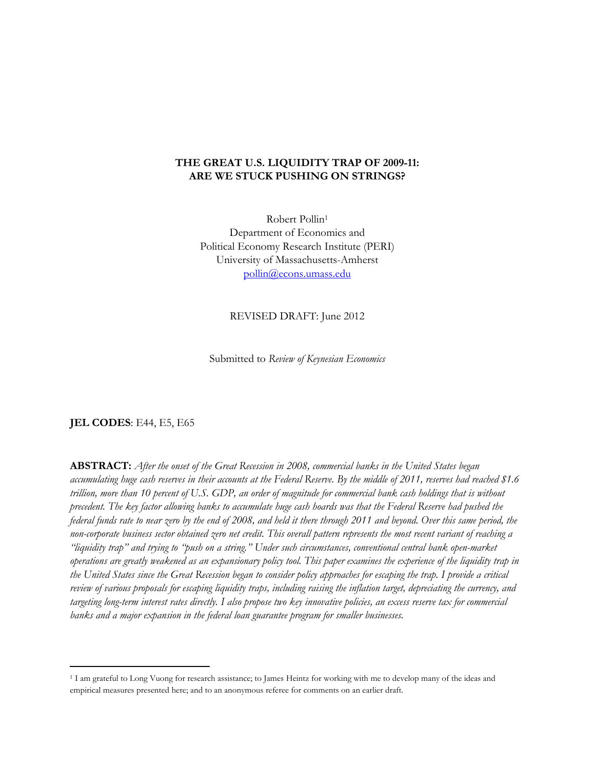**THE GREAT U.S. LIQUIDITY TRAP OF 2009-11:**
**ARE WE STUCK PUSHING ON STRINGS?**

Robert Pollin[1]
Department of Economics and
Political Economy Research Institute (PERI)
University of Massachusetts-Amherst
pollin@econs.umass.edu

REVISED DRAFT: June 2012

Submitted to *Review of Keynesian Economics*

**JEL CODES**: E44, E5, E65

**ABSTRACT:** *After the onset of the Great Recession in 2008, commercial banks in the United States began accumulating huge cash reserves in their accounts at the Federal Reserve. By the middle of 2011, reserves had reached $1.6 trillion, more than 10 percent of U.S. GDP, an order of magnitude for commercial bank cash holdings that is without precedent. The key factor allowing banks to accumulate huge cash hoards was that the Federal Reserve had pushed the federal funds rate to near zero by the end of 2008, and held it there through 2011 and beyond. Over this same period, the non-corporate business sector obtained zero net credit. This overall pattern represents the most recent variant of reaching a "liquidity trap" and trying to "push on a string." Under such circumstances, conventional central bank open-market operations are greatly weakened as an expansionary policy tool. This paper examines the experience of the liquidity trap in the United States since the Great Recession began to consider policy approaches for escaping the trap. I provide a critical review of various proposals for escaping liquidity traps, including raising the inflation target, depreciating the currency, and targeting long-term interest rates directly. I also propose two key innovative policies, an excess reserve tax for commercial banks and a major expansion in the federal loan guarantee program for smaller businesses.*

[1] I am grateful to Long Vuong for research assistance; to James Heintz for working with me to develop many of the ideas and empirical measures presented here; and to an anonymous referee for comments on an earlier draft.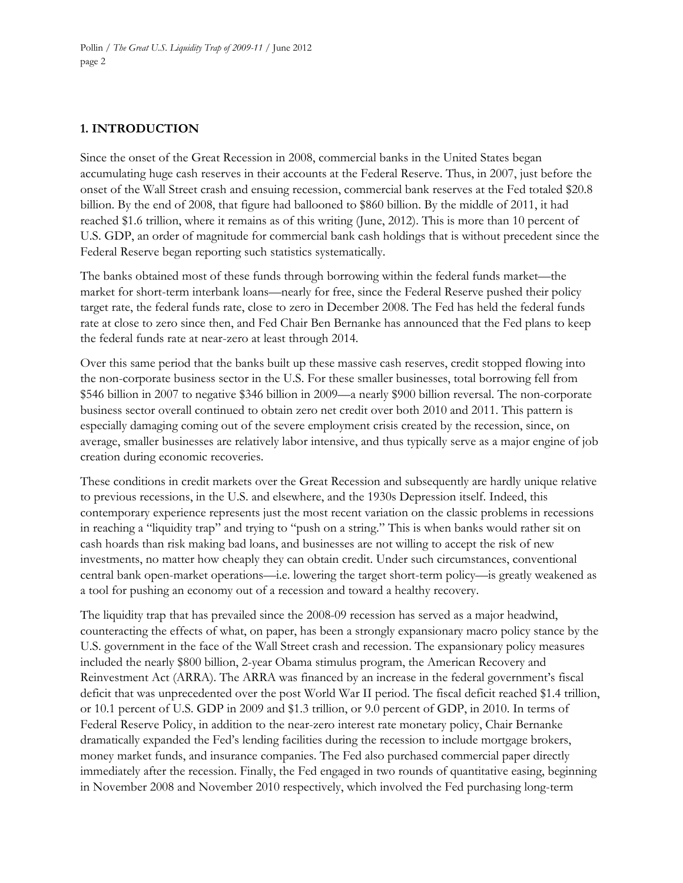## 1. INTRODUCTION

Since the onset of the Great Recession in 2008, commercial banks in the United States began accumulating huge cash reserves in their accounts at the Federal Reserve. Thus, in 2007, just before the onset of the Wall Street crash and ensuing recession, commercial bank reserves at the Fed totaled $20.8 billion. By the end of 2008, that figure had ballooned to $860 billion. By the middle of 2011, it had reached $1.6 trillion, where it remains as of this writing (June, 2012). This is more than 10 percent of U.S. GDP, an order of magnitude for commercial bank cash holdings that is without precedent since the Federal Reserve began reporting such statistics systematically.

The banks obtained most of these funds through borrowing within the federal funds market—the market for short-term interbank loans—nearly for free, since the Federal Reserve pushed their policy target rate, the federal funds rate, close to zero in December 2008. The Fed has held the federal funds rate at close to zero since then, and Fed Chair Ben Bernanke has announced that the Fed plans to keep the federal funds rate at near-zero at least through 2014.

Over this same period that the banks built up these massive cash reserves, credit stopped flowing into the non-corporate business sector in the U.S. For these smaller businesses, total borrowing fell from $546 billion in 2007 to negative $346 billion in 2009—a nearly $900 billion reversal. The non-corporate business sector overall continued to obtain zero net credit over both 2010 and 2011. This pattern is especially damaging coming out of the severe employment crisis created by the recession, since, on average, smaller businesses are relatively labor intensive, and thus typically serve as a major engine of job creation during economic recoveries.

These conditions in credit markets over the Great Recession and subsequently are hardly unique relative to previous recessions, in the U.S. and elsewhere, and the 1930s Depression itself. Indeed, this contemporary experience represents just the most recent variation on the classic problems in recessions in reaching a "liquidity trap" and trying to "push on a string." This is when banks would rather sit on cash hoards than risk making bad loans, and businesses are not willing to accept the risk of new investments, no matter how cheaply they can obtain credit. Under such circumstances, conventional central bank open-market operations—i.e. lowering the target short-term policy—is greatly weakened as a tool for pushing an economy out of a recession and toward a healthy recovery.

The liquidity trap that has prevailed since the 2008-09 recession has served as a major headwind, counteracting the effects of what, on paper, has been a strongly expansionary macro policy stance by the U.S. government in the face of the Wall Street crash and recession. The expansionary policy measures included the nearly $800 billion, 2-year Obama stimulus program, the American Recovery and Reinvestment Act (ARRA). The ARRA was financed by an increase in the federal government's fiscal deficit that was unprecedented over the post World War II period. The fiscal deficit reached $1.4 trillion, or 10.1 percent of U.S. GDP in 2009 and $1.3 trillion, or 9.0 percent of GDP, in 2010. In terms of Federal Reserve Policy, in addition to the near-zero interest rate monetary policy, Chair Bernanke dramatically expanded the Fed's lending facilities during the recession to include mortgage brokers, money market funds, and insurance companies. The Fed also purchased commercial paper directly immediately after the recession. Finally, the Fed engaged in two rounds of quantitative easing, beginning in November 2008 and November 2010 respectively, which involved the Fed purchasing long-term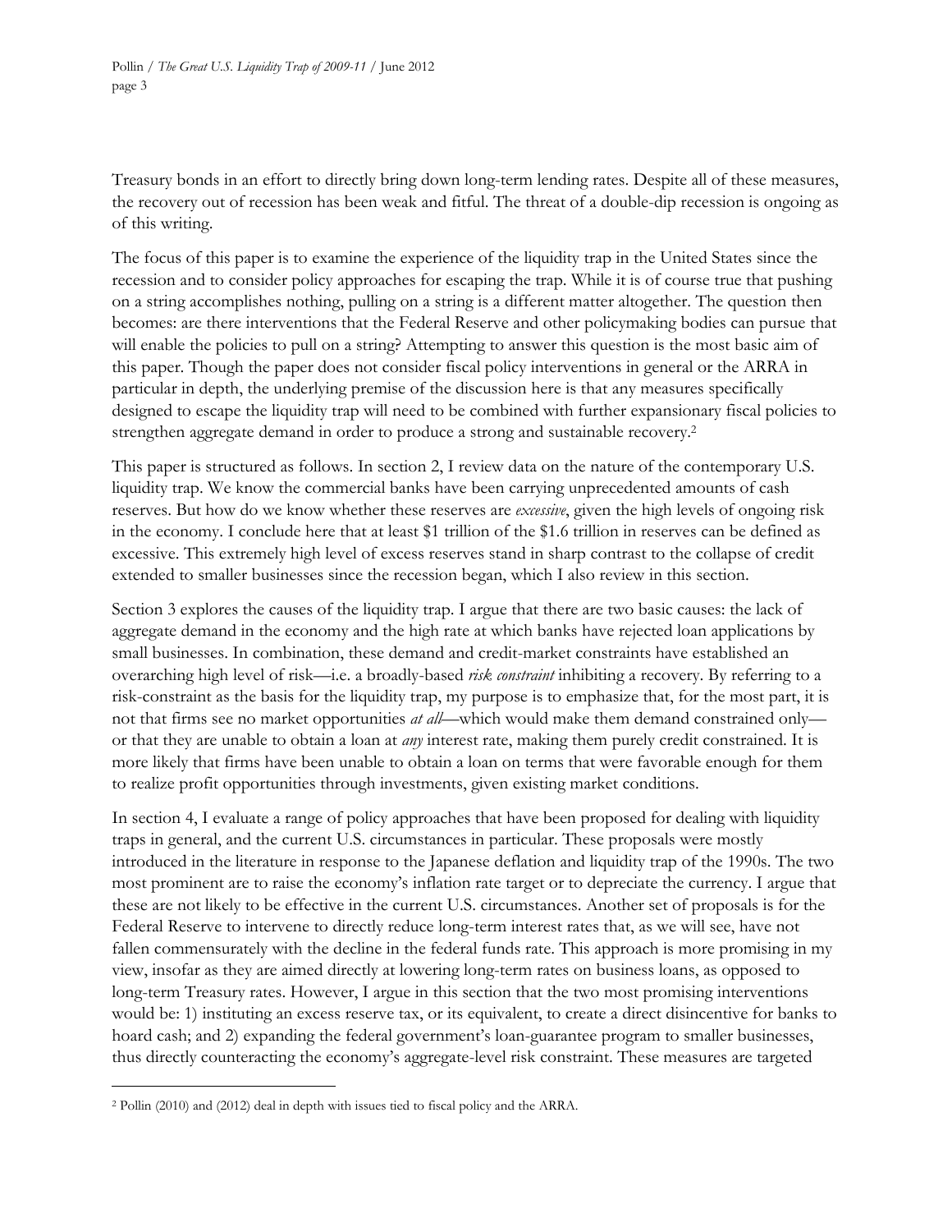Treasury bonds in an effort to directly bring down long-term lending rates. Despite all of these measures, the recovery out of recession has been weak and fitful. The threat of a double-dip recession is ongoing as of this writing.

The focus of this paper is to examine the experience of the liquidity trap in the United States since the recession and to consider policy approaches for escaping the trap. While it is of course true that pushing on a string accomplishes nothing, pulling on a string is a different matter altogether. The question then becomes: are there interventions that the Federal Reserve and other policymaking bodies can pursue that will enable the policies to pull on a string? Attempting to answer this question is the most basic aim of this paper. Though the paper does not consider fiscal policy interventions in general or the ARRA in particular in depth, the underlying premise of the discussion here is that any measures specifically designed to escape the liquidity trap will need to be combined with further expansionary fiscal policies to strengthen aggregate demand in order to produce a strong and sustainable recovery.[2]

This paper is structured as follows. In section 2, I review data on the nature of the contemporary U.S. liquidity trap. We know the commercial banks have been carrying unprecedented amounts of cash reserves. But how do we know whether these reserves are *excessive*, given the high levels of ongoing risk in the economy. I conclude here that at least $1 trillion of the $1.6 trillion in reserves can be defined as excessive. This extremely high level of excess reserves stand in sharp contrast to the collapse of credit extended to smaller businesses since the recession began, which I also review in this section.

Section 3 explores the causes of the liquidity trap. I argue that there are two basic causes: the lack of aggregate demand in the economy and the high rate at which banks have rejected loan applications by small businesses. In combination, these demand and credit-market constraints have established an overarching high level of risk—i.e. a broadly-based *risk constraint* inhibiting a recovery. By referring to a risk-constraint as the basis for the liquidity trap, my purpose is to emphasize that, for the most part, it is not that firms see no market opportunities *at all*—which would make them demand constrained only—or that they are unable to obtain a loan at *any* interest rate, making them purely credit constrained. It is more likely that firms have been unable to obtain a loan on terms that were favorable enough for them to realize profit opportunities through investments, given existing market conditions.

In section 4, I evaluate a range of policy approaches that have been proposed for dealing with liquidity traps in general, and the current U.S. circumstances in particular. These proposals were mostly introduced in the literature in response to the Japanese deflation and liquidity trap of the 1990s. The two most prominent are to raise the economy's inflation rate target or to depreciate the currency. I argue that these are not likely to be effective in the current U.S. circumstances. Another set of proposals is for the Federal Reserve to intervene to directly reduce long-term interest rates that, as we will see, have not fallen commensurately with the decline in the federal funds rate. This approach is more promising in my view, insofar as they are aimed directly at lowering long-term rates on business loans, as opposed to long-term Treasury rates. However, I argue in this section that the two most promising interventions would be: 1) instituting an excess reserve tax, or its equivalent, to create a direct disincentive for banks to hoard cash; and 2) expanding the federal government's loan-guarantee program to smaller businesses, thus directly counteracting the economy's aggregate-level risk constraint. These measures are targeted

[2] Pollin (2010) and (2012) deal in depth with issues tied to fiscal policy and the ARRA.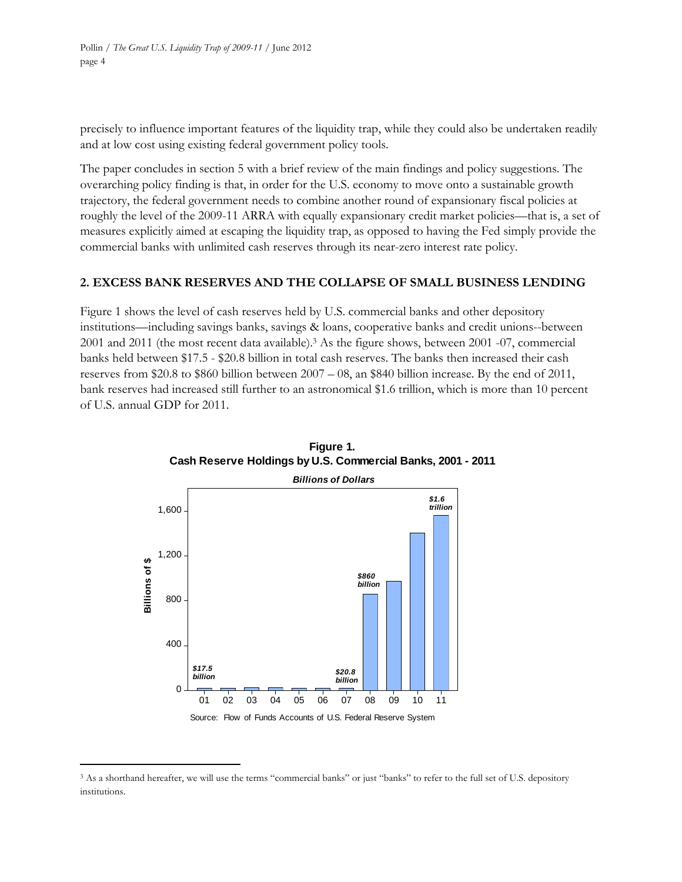precisely to influence important features of the liquidity trap, while they could also be undertaken readily and at low cost using existing federal government policy tools.

The paper concludes in section 5 with a brief review of the main findings and policy suggestions. The overarching policy finding is that, in order for the U.S. economy to move onto a sustainable growth trajectory, the federal government needs to combine another round of expansionary fiscal policies at roughly the level of the 2009-11 ARRA with equally expansionary credit market policies—that is, a set of measures explicitly aimed at escaping the liquidity trap, as opposed to having the Fed simply provide the commercial banks with unlimited cash reserves through its near-zero interest rate policy.

## 2. EXCESS BANK RESERVES AND THE COLLAPSE OF SMALL BUSINESS LENDING

Figure 1 shows the level of cash reserves held by U.S. commercial banks and other depository institutions—including savings banks, savings & loans, cooperative banks and credit unions--between 2001 and 2011 (the most recent data available).[3] As the figure shows, between 2001 -07, commercial banks held between \$17.5 - \$20.8 billion in total cash reserves. The banks then increased their cash reserves from \$20.8 to \$860 billion between 2007 – 08, an \$840 billion increase. By the end of 2011, bank reserves had increased still further to an astronomical \$1.6 trillion, which is more than 10 percent of U.S. annual GDP for 2011.

**Figure 1.**
**Cash Reserve Holdings by U.S. Commercial Banks, 2001 - 2011**

*Billions of Dollars*

Source: Flow of Funds Accounts of U.S. Federal Reserve System

---

[3] As a shorthand hereafter, we will use the terms "commercial banks" or just "banks" to refer to the full set of U.S. depository institutions.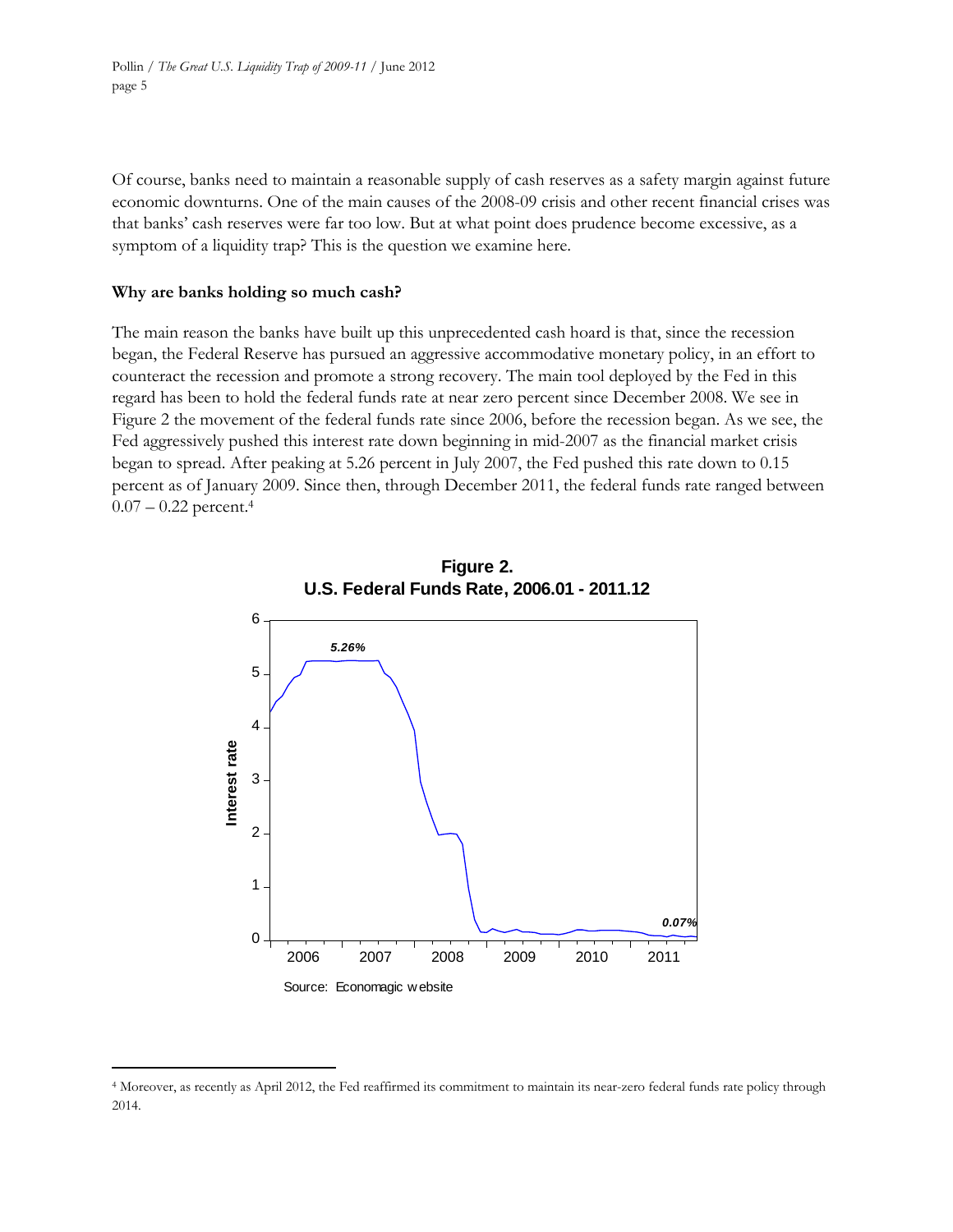Of course, banks need to maintain a reasonable supply of cash reserves as a safety margin against future economic downturns. One of the main causes of the 2008-09 crisis and other recent financial crises was that banks' cash reserves were far too low. But at what point does prudence become excessive, as a symptom of a liquidity trap? This is the question we examine here.

**Why are banks holding so much cash?**

The main reason the banks have built up this unprecedented cash hoard is that, since the recession began, the Federal Reserve has pursued an aggressive accommodative monetary policy, in an effort to counteract the recession and promote a strong recovery. The main tool deployed by the Fed in this regard has been to hold the federal funds rate at near zero percent since December 2008. We see in Figure 2 the movement of the federal funds rate since 2006, before the recession began. As we see, the Fed aggressively pushed this interest rate down beginning in mid-2007 as the financial market crisis began to spread. After peaking at 5.26 percent in July 2007, the Fed pushed this rate down to 0.15 percent as of January 2009. Since then, through December 2011, the federal funds rate ranged between 0.07 – 0.22 percent.[4]

**Figure 2.**
**U.S. Federal Funds Rate, 2006.01 - 2011.12**

Source: Economagic website

[4] Moreover, as recently as April 2012, the Fed reaffirmed its commitment to maintain its near-zero federal funds rate policy through 2014.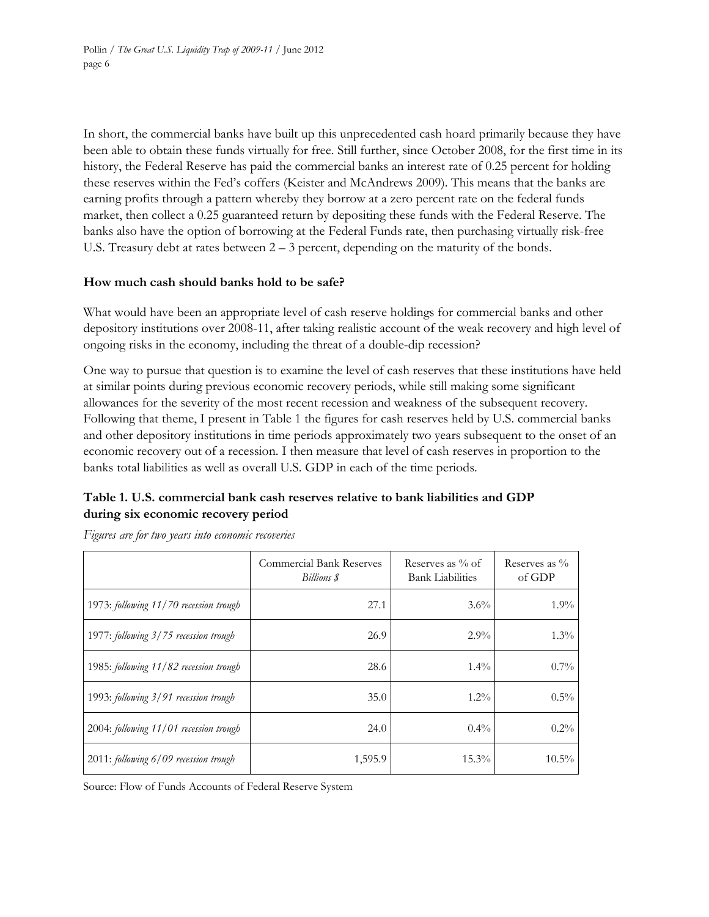In short, the commercial banks have built up this unprecedented cash hoard primarily because they have been able to obtain these funds virtually for free. Still further, since October 2008, for the first time in its history, the Federal Reserve has paid the commercial banks an interest rate of 0.25 percent for holding these reserves within the Fed's coffers (Keister and McAndrews 2009). This means that the banks are earning profits through a pattern whereby they borrow at a zero percent rate on the federal funds market, then collect a 0.25 guaranteed return by depositing these funds with the Federal Reserve. The banks also have the option of borrowing at the Federal Funds rate, then purchasing virtually risk-free U.S. Treasury debt at rates between 2 – 3 percent, depending on the maturity of the bonds.

**How much cash should banks hold to be safe?**

What would have been an appropriate level of cash reserve holdings for commercial banks and other depository institutions over 2008-11, after taking realistic account of the weak recovery and high level of ongoing risks in the economy, including the threat of a double-dip recession?

One way to pursue that question is to examine the level of cash reserves that these institutions have held at similar points during previous economic recovery periods, while still making some significant allowances for the severity of the most recent recession and weakness of the subsequent recovery. Following that theme, I present in Table 1 the figures for cash reserves held by U.S. commercial banks and other depository institutions in time periods approximately two years subsequent to the onset of an economic recovery out of a recession. I then measure that level of cash reserves in proportion to the banks total liabilities as well as overall U.S. GDP in each of the time periods.

**Table 1. U.S. commercial bank cash reserves relative to bank liabilities and GDP during six economic recovery period**

*Figures are for two years into economic recoveries*

| | Commercial Bank Reserves *Billions $* | Reserves as % of Bank Liabilities | Reserves as % of GDP |
|---|---|---|---|
| 1973: *following 11/70 recession trough* | 27.1 | 3.6% | 1.9% |
| 1977: *following 3/75 recession trough* | 26.9 | 2.9% | 1.3% |
| 1985: *following 11/82 recession trough* | 28.6 | 1.4% | 0.7% |
| 1993: *following 3/91 recession trough* | 35.0 | 1.2% | 0.5% |
| 2004: *following 11/01 recession trough* | 24.0 | 0.4% | 0.2% |
| 2011: *following 6/09 recession trough* | 1,595.9 | 15.3% | 10.5% |

Source: Flow of Funds Accounts of Federal Reserve System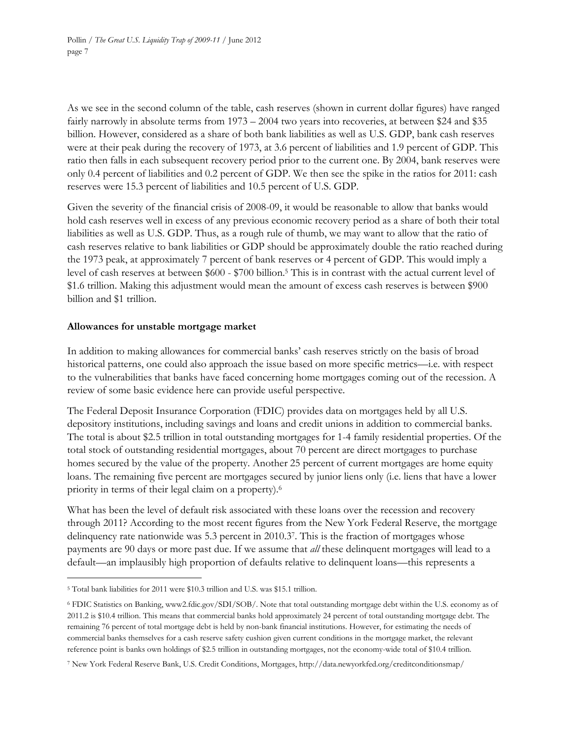As we see in the second column of the table, cash reserves (shown in current dollar figures) have ranged fairly narrowly in absolute terms from 1973 – 2004 two years into recoveries, at between $24 and $35 billion. However, considered as a share of both bank liabilities as well as U.S. GDP, bank cash reserves were at their peak during the recovery of 1973, at 3.6 percent of liabilities and 1.9 percent of GDP. This ratio then falls in each subsequent recovery period prior to the current one. By 2004, bank reserves were only 0.4 percent of liabilities and 0.2 percent of GDP. We then see the spike in the ratios for 2011: cash reserves were 15.3 percent of liabilities and 10.5 percent of U.S. GDP.

Given the severity of the financial crisis of 2008-09, it would be reasonable to allow that banks would hold cash reserves well in excess of any previous economic recovery period as a share of both their total liabilities as well as U.S. GDP. Thus, as a rough rule of thumb, we may want to allow that the ratio of cash reserves relative to bank liabilities or GDP should be approximately double the ratio reached during the 1973 peak, at approximately 7 percent of bank reserves or 4 percent of GDP. This would imply a level of cash reserves at between $600 - $700 billion.[5] This is in contrast with the actual current level of $1.6 trillion. Making this adjustment would mean the amount of excess cash reserves is between $900 billion and $1 trillion.

**Allowances for unstable mortgage market**

In addition to making allowances for commercial banks' cash reserves strictly on the basis of broad historical patterns, one could also approach the issue based on more specific metrics—i.e. with respect to the vulnerabilities that banks have faced concerning home mortgages coming out of the recession. A review of some basic evidence here can provide useful perspective.

The Federal Deposit Insurance Corporation (FDIC) provides data on mortgages held by all U.S. depository institutions, including savings and loans and credit unions in addition to commercial banks. The total is about $2.5 trillion in total outstanding mortgages for 1-4 family residential properties. Of the total stock of outstanding residential mortgages, about 70 percent are direct mortgages to purchase homes secured by the value of the property. Another 25 percent of current mortgages are home equity loans. The remaining five percent are mortgages secured by junior liens only (i.e. liens that have a lower priority in terms of their legal claim on a property).[6]

What has been the level of default risk associated with these loans over the recession and recovery through 2011? According to the most recent figures from the New York Federal Reserve, the mortgage delinquency rate nationwide was 5.3 percent in 2010.3[7]. This is the fraction of mortgages whose payments are 90 days or more past due. If we assume that *all* these delinquent mortgages will lead to a default—an implausibly high proportion of defaults relative to delinquent loans—this represents a

---

[5] Total bank liabilities for 2011 were $10.3 trillion and U.S. was $15.1 trillion.

[6] FDIC Statistics on Banking, www2.fdic.gov/SDI/SOB/. Note that total outstanding mortgage debt within the U.S. economy as of 2011.2 is $10.4 trillion. This means that commercial banks hold approximately 24 percent of total outstanding mortgage debt. The remaining 76 percent of total mortgage debt is held by non-bank financial institutions. However, for estimating the needs of commercial banks themselves for a cash reserve safety cushion given current conditions in the mortgage market, the relevant reference point is banks own holdings of $2.5 trillion in outstanding mortgages, not the economy-wide total of $10.4 trillion.

[7] New York Federal Reserve Bank, U.S. Credit Conditions, Mortgages, http://data.newyorkfed.org/creditconditionsmap/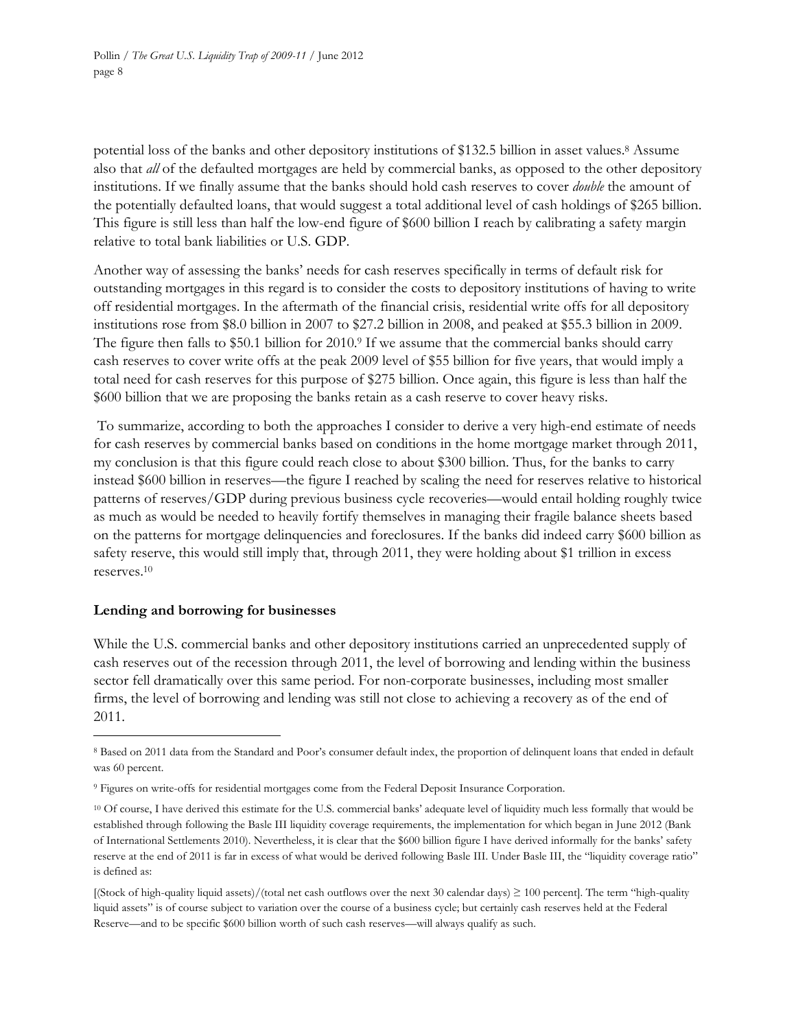potential loss of the banks and other depository institutions of $132.5 billion in asset values.[8] Assume also that *all* of the defaulted mortgages are held by commercial banks, as opposed to the other depository institutions. If we finally assume that the banks should hold cash reserves to cover *double* the amount of the potentially defaulted loans, that would suggest a total additional level of cash holdings of $265 billion. This figure is still less than half the low-end figure of $600 billion I reach by calibrating a safety margin relative to total bank liabilities or U.S. GDP.

Another way of assessing the banks' needs for cash reserves specifically in terms of default risk for outstanding mortgages in this regard is to consider the costs to depository institutions of having to write off residential mortgages. In the aftermath of the financial crisis, residential write offs for all depository institutions rose from $8.0 billion in 2007 to $27.2 billion in 2008, and peaked at $55.3 billion in 2009. The figure then falls to $50.1 billion for 2010.[9] If we assume that the commercial banks should carry cash reserves to cover write offs at the peak 2009 level of $55 billion for five years, that would imply a total need for cash reserves for this purpose of $275 billion. Once again, this figure is less than half the $600 billion that we are proposing the banks retain as a cash reserve to cover heavy risks.

To summarize, according to both the approaches I consider to derive a very high-end estimate of needs for cash reserves by commercial banks based on conditions in the home mortgage market through 2011, my conclusion is that this figure could reach close to about $300 billion. Thus, for the banks to carry instead $600 billion in reserves—the figure I reached by scaling the need for reserves relative to historical patterns of reserves/GDP during previous business cycle recoveries—would entail holding roughly twice as much as would be needed to heavily fortify themselves in managing their fragile balance sheets based on the patterns for mortgage delinquencies and foreclosures. If the banks did indeed carry $600 billion as safety reserve, this would still imply that, through 2011, they were holding about $1 trillion in excess reserves.[10]

## Lending and borrowing for businesses

While the U.S. commercial banks and other depository institutions carried an unprecedented supply of cash reserves out of the recession through 2011, the level of borrowing and lending within the business sector fell dramatically over this same period. For non-corporate businesses, including most smaller firms, the level of borrowing and lending was still not close to achieving a recovery as of the end of 2011.

---

[8] Based on 2011 data from the Standard and Poor's consumer default index, the proportion of delinquent loans that ended in default was 60 percent.

[9] Figures on write-offs for residential mortgages come from the Federal Deposit Insurance Corporation.

[10] Of course, I have derived this estimate for the U.S. commercial banks' adequate level of liquidity much less formally that would be established through following the Basle III liquidity coverage requirements, the implementation for which began in June 2012 (Bank of International Settlements 2010). Nevertheless, it is clear that the $600 billion figure I have derived informally for the banks' safety reserve at the end of 2011 is far in excess of what would be derived following Basle III. Under Basle III, the "liquidity coverage ratio" is defined as:

[(Stock of high-quality liquid assets)/(total net cash outflows over the next 30 calendar days) $\geq$ 100 percent]. The term "high-quality liquid assets" is of course subject to variation over the course of a business cycle; but certainly cash reserves held at the Federal Reserve—and to be specific $600 billion worth of such cash reserves—will always qualify as such.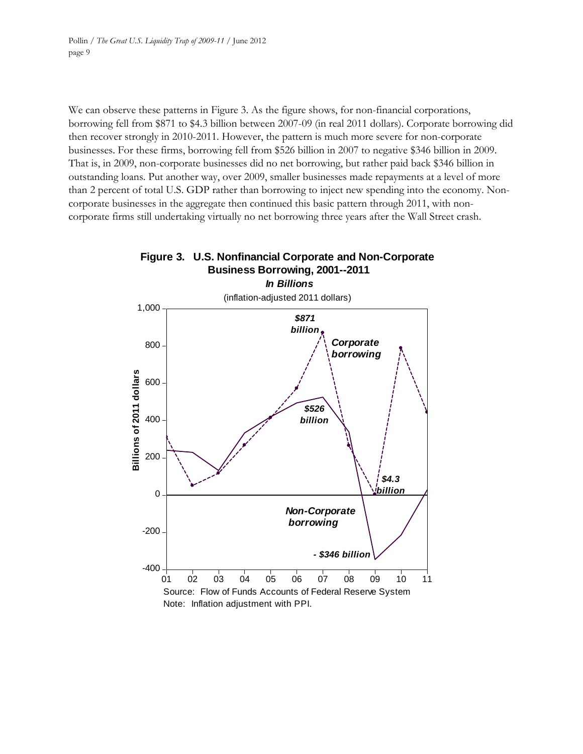We can observe these patterns in Figure 3. As the figure shows, for non-financial corporations, borrowing fell from \$871 to \$4.3 billion between 2007-09 (in real 2011 dollars). Corporate borrowing did then recover strongly in 2010-2011. However, the pattern is much more severe for non-corporate businesses. For these firms, borrowing fell from \$526 billion in 2007 to negative \$346 billion in 2009. That is, in 2009, non-corporate businesses did no net borrowing, but rather paid back \$346 billion in outstanding loans. Put another way, over 2009, smaller businesses made repayments at a level of more than 2 percent of total U.S. GDP rather than borrowing to inject new spending into the economy. Non-corporate businesses in the aggregate then continued this basic pattern through 2011, with non-corporate firms still undertaking virtually no net borrowing three years after the Wall Street crash.

**Figure 3. U.S. Nonfinancial Corporate and Non-Corporate Business Borrowing, 2001--2011**

***In Billions***

(inflation-adjusted 2011 dollars)

Source: Flow of Funds Accounts of Federal Reserve System

Note: Inflation adjustment with PPI.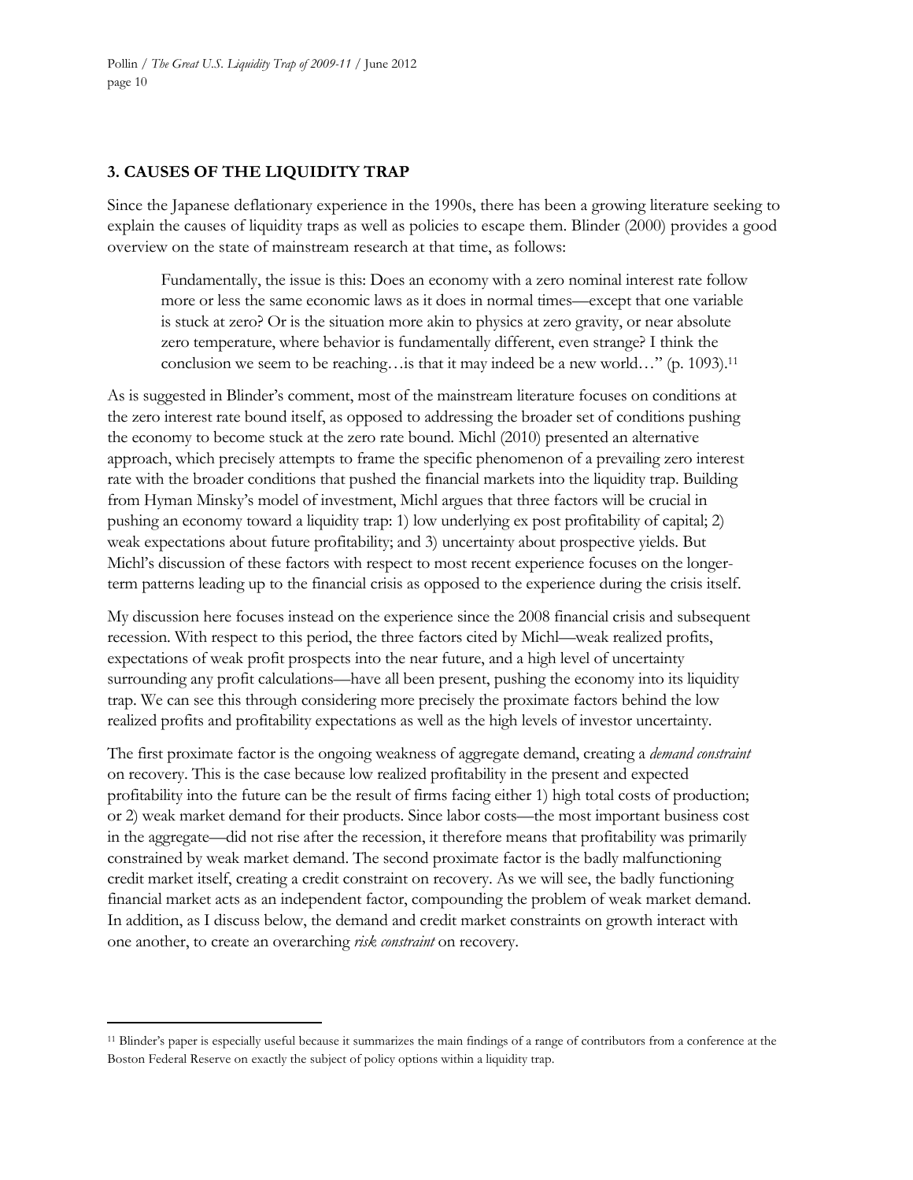## 3. CAUSES OF THE LIQUIDITY TRAP

Since the Japanese deflationary experience in the 1990s, there has been a growing literature seeking to explain the causes of liquidity traps as well as policies to escape them. Blinder (2000) provides a good overview on the state of mainstream research at that time, as follows:

> Fundamentally, the issue is this: Does an economy with a zero nominal interest rate follow more or less the same economic laws as it does in normal times—except that one variable is stuck at zero? Or is the situation more akin to physics at zero gravity, or near absolute zero temperature, where behavior is fundamentally different, even strange? I think the conclusion we seem to be reaching…is that it may indeed be a new world…" (p. 1093).[11]

As is suggested in Blinder's comment, most of the mainstream literature focuses on conditions at the zero interest rate bound itself, as opposed to addressing the broader set of conditions pushing the economy to become stuck at the zero rate bound. Michl (2010) presented an alternative approach, which precisely attempts to frame the specific phenomenon of a prevailing zero interest rate with the broader conditions that pushed the financial markets into the liquidity trap. Building from Hyman Minsky's model of investment, Michl argues that three factors will be crucial in pushing an economy toward a liquidity trap: 1) low underlying ex post profitability of capital; 2) weak expectations about future profitability; and 3) uncertainty about prospective yields. But Michl's discussion of these factors with respect to most recent experience focuses on the longer-term patterns leading up to the financial crisis as opposed to the experience during the crisis itself.

My discussion here focuses instead on the experience since the 2008 financial crisis and subsequent recession. With respect to this period, the three factors cited by Michl—weak realized profits, expectations of weak profit prospects into the near future, and a high level of uncertainty surrounding any profit calculations—have all been present, pushing the economy into its liquidity trap. We can see this through considering more precisely the proximate factors behind the low realized profits and profitability expectations as well as the high levels of investor uncertainty.

The first proximate factor is the ongoing weakness of aggregate demand, creating a *demand constraint* on recovery. This is the case because low realized profitability in the present and expected profitability into the future can be the result of firms facing either 1) high total costs of production; or 2) weak market demand for their products. Since labor costs—the most important business cost in the aggregate—did not rise after the recession, it therefore means that profitability was primarily constrained by weak market demand. The second proximate factor is the badly malfunctioning credit market itself, creating a credit constraint on recovery. As we will see, the badly functioning financial market acts as an independent factor, compounding the problem of weak market demand. In addition, as I discuss below, the demand and credit market constraints on growth interact with one another, to create an overarching *risk constraint* on recovery.

---

[11] Blinder's paper is especially useful because it summarizes the main findings of a range of contributors from a conference at the Boston Federal Reserve on exactly the subject of policy options within a liquidity trap.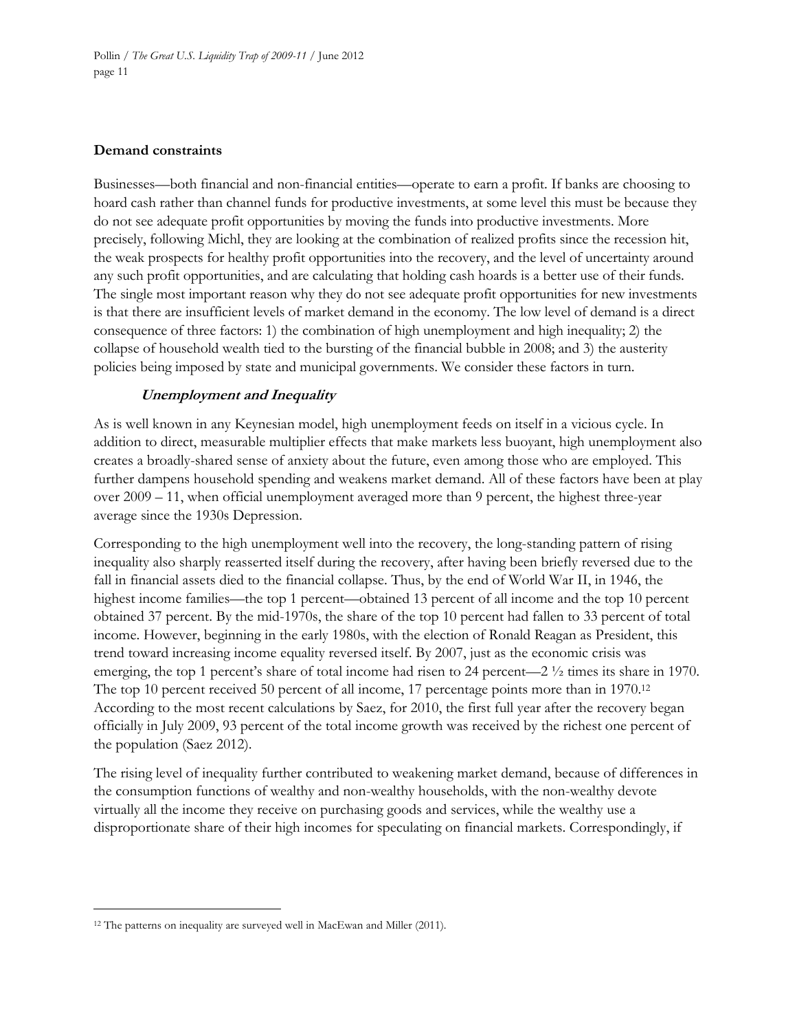**Demand constraints**

Businesses—both financial and non-financial entities—operate to earn a profit. If banks are choosing to hoard cash rather than channel funds for productive investments, at some level this must be because they do not see adequate profit opportunities by moving the funds into productive investments. More precisely, following Michl, they are looking at the combination of realized profits since the recession hit, the weak prospects for healthy profit opportunities into the recovery, and the level of uncertainty around any such profit opportunities, and are calculating that holding cash hoards is a better use of their funds. The single most important reason why they do not see adequate profit opportunities for new investments is that there are insufficient levels of market demand in the economy. The low level of demand is a direct consequence of three factors: 1) the combination of high unemployment and high inequality; 2) the collapse of household wealth tied to the bursting of the financial bubble in 2008; and 3) the austerity policies being imposed by state and municipal governments. We consider these factors in turn.

***Unemployment and Inequality***

As is well known in any Keynesian model, high unemployment feeds on itself in a vicious cycle. In addition to direct, measurable multiplier effects that make markets less buoyant, high unemployment also creates a broadly-shared sense of anxiety about the future, even among those who are employed. This further dampens household spending and weakens market demand. All of these factors have been at play over 2009 – 11, when official unemployment averaged more than 9 percent, the highest three-year average since the 1930s Depression.

Corresponding to the high unemployment well into the recovery, the long-standing pattern of rising inequality also sharply reasserted itself during the recovery, after having been briefly reversed due to the fall in financial assets died to the financial collapse. Thus, by the end of World War II, in 1946, the highest income families—the top 1 percent—obtained 13 percent of all income and the top 10 percent obtained 37 percent. By the mid-1970s, the share of the top 10 percent had fallen to 33 percent of total income. However, beginning in the early 1980s, with the election of Ronald Reagan as President, this trend toward increasing income equality reversed itself. By 2007, just as the economic crisis was emerging, the top 1 percent's share of total income had risen to 24 percent—2 ½ times its share in 1970. The top 10 percent received 50 percent of all income, 17 percentage points more than in 1970.[12] According to the most recent calculations by Saez, for 2010, the first full year after the recovery began officially in July 2009, 93 percent of the total income growth was received by the richest one percent of the population (Saez 2012).

The rising level of inequality further contributed to weakening market demand, because of differences in the consumption functions of wealthy and non-wealthy households, with the non-wealthy devote virtually all the income they receive on purchasing goods and services, while the wealthy use a disproportionate share of their high incomes for speculating on financial markets. Correspondingly, if

---

[12] The patterns on inequality are surveyed well in MacEwan and Miller (2011).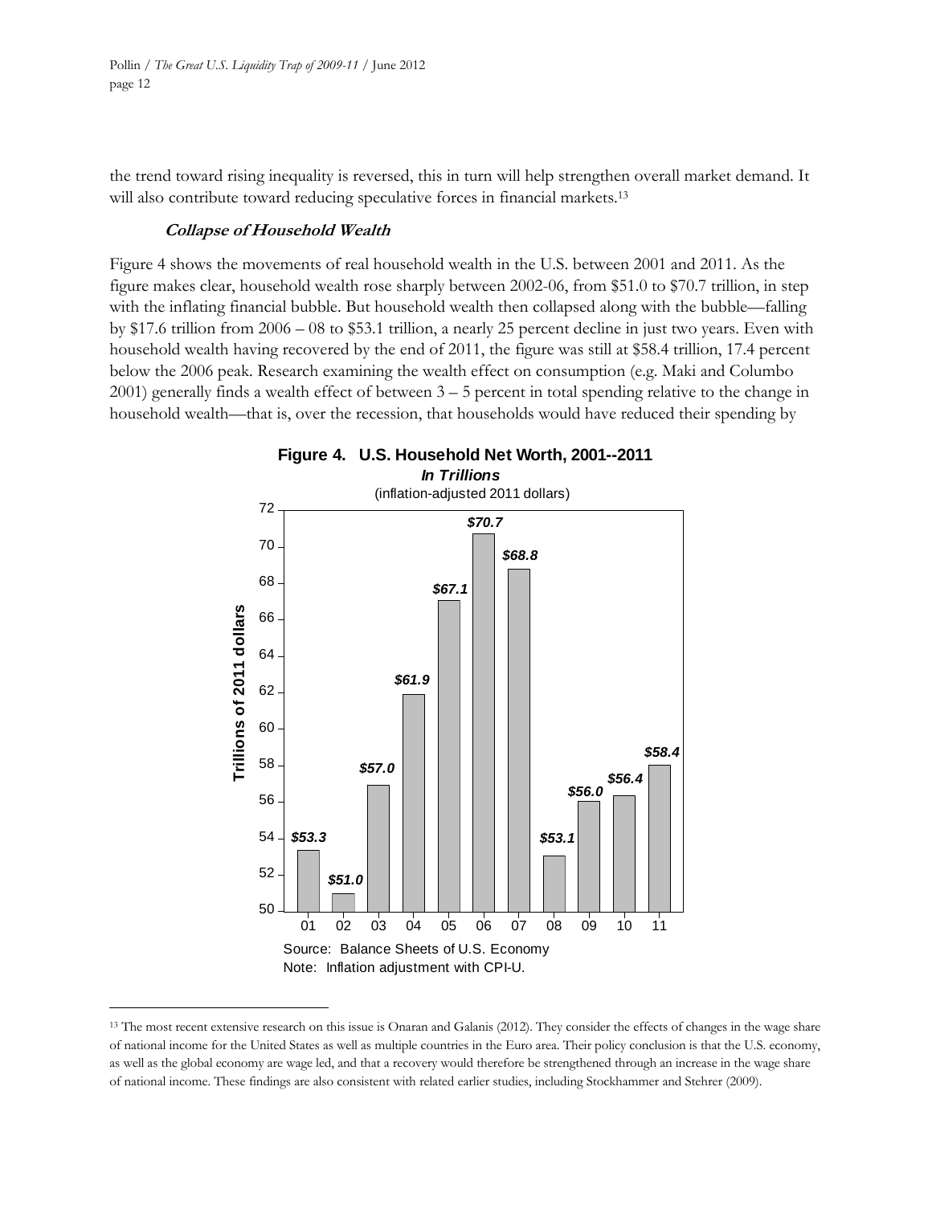the trend toward rising inequality is reversed, this in turn will help strengthen overall market demand. It will also contribute toward reducing speculative forces in financial markets.[13]

### *Collapse of Household Wealth*

Figure 4 shows the movements of real household wealth in the U.S. between 2001 and 2011. As the figure makes clear, household wealth rose sharply between 2002-06, from $51.0 to $70.7 trillion, in step with the inflating financial bubble. But household wealth then collapsed along with the bubble—falling by $17.6 trillion from 2006 – 08 to $53.1 trillion, a nearly 25 percent decline in just two years. Even with household wealth having recovered by the end of 2011, the figure was still at $58.4 trillion, 17.4 percent below the 2006 peak. Research examining the wealth effect on consumption (e.g. Maki and Columbo 2001) generally finds a wealth effect of between 3 – 5 percent in total spending relative to the change in household wealth—that is, over the recession, that households would have reduced their spending by

**Figure 4. U.S. Household Net Worth, 2001--2011**
***In Trillions***
(inflation-adjusted 2011 dollars)

| Year | Trillions of 2011 dollars |
|---|---|
| 01 | $53.3 |
| 02 | $51.0 |
| 03 | $57.0 |
| 04 | $61.9 |
| 05 | $67.1 |
| 06 | $70.7 |
| 07 | $68.8 |
| 08 | $53.1 |
| 09 | $56.0 |
| 10 | $56.4 |
| 11 | $58.4 |

Source: Balance Sheets of U.S. Economy
Note: Inflation adjustment with CPI-U.

---

[13] The most recent extensive research on this issue is Onaran and Galanis (2012). They consider the effects of changes in the wage share of national income for the United States as well as multiple countries in the Euro area. Their policy conclusion is that the U.S. economy, as well as the global economy are wage led, and that a recovery would therefore be strengthened through an increase in the wage share of national income. These findings are also consistent with related earlier studies, including Stockhammer and Stehrer (2009).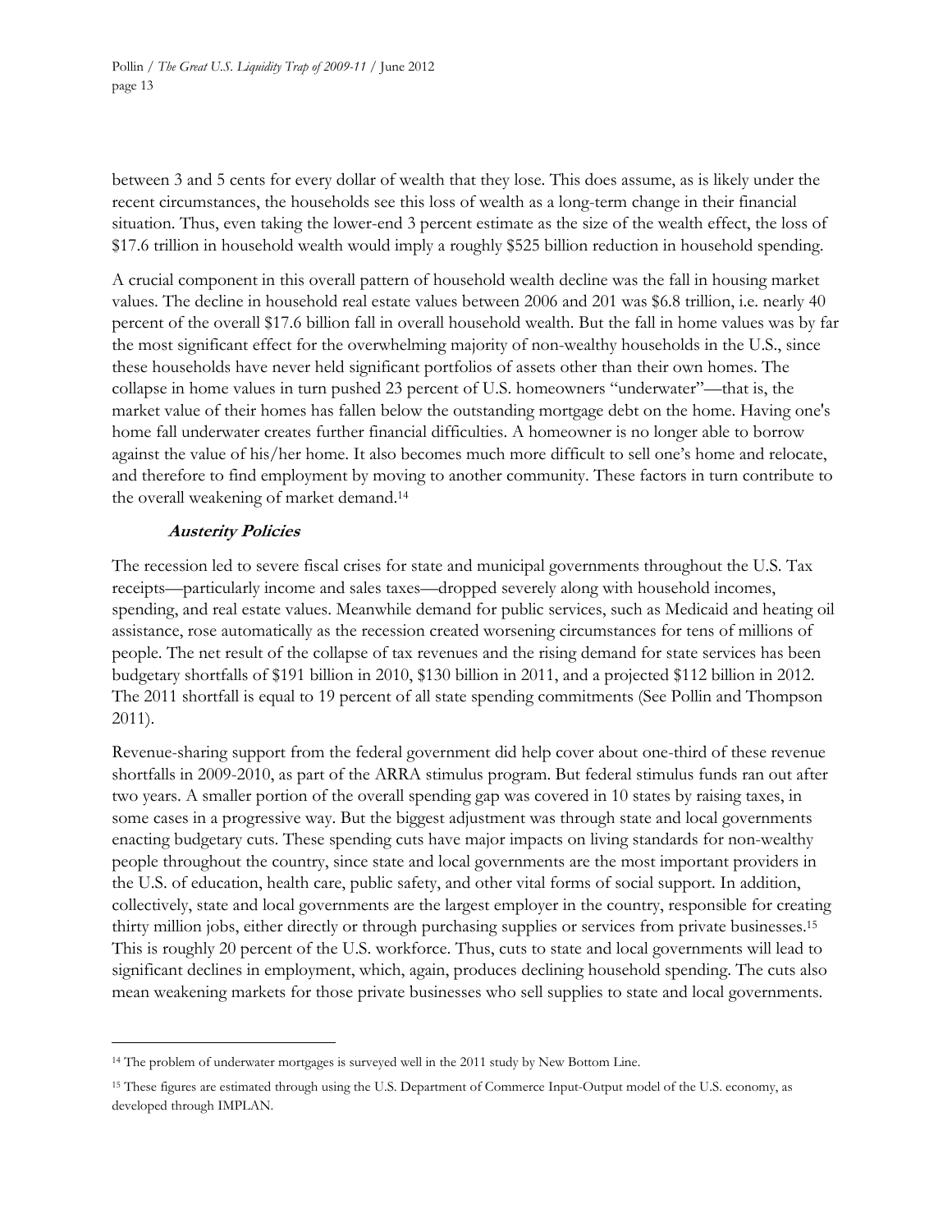between 3 and 5 cents for every dollar of wealth that they lose. This does assume, as is likely under the recent circumstances, the households see this loss of wealth as a long-term change in their financial situation. Thus, even taking the lower-end 3 percent estimate as the size of the wealth effect, the loss of \$17.6 trillion in household wealth would imply a roughly \$525 billion reduction in household spending.

A crucial component in this overall pattern of household wealth decline was the fall in housing market values. The decline in household real estate values between 2006 and 201 was \$6.8 trillion, i.e. nearly 40 percent of the overall \$17.6 billion fall in overall household wealth. But the fall in home values was by far the most significant effect for the overwhelming majority of non-wealthy households in the U.S., since these households have never held significant portfolios of assets other than their own homes. The collapse in home values in turn pushed 23 percent of U.S. homeowners "underwater"—that is, the market value of their homes has fallen below the outstanding mortgage debt on the home. Having one's home fall underwater creates further financial difficulties. A homeowner is no longer able to borrow against the value of his/her home. It also becomes much more difficult to sell one's home and relocate, and therefore to find employment by moving to another community. These factors in turn contribute to the overall weakening of market demand.[14]

### *Austerity Policies*

The recession led to severe fiscal crises for state and municipal governments throughout the U.S. Tax receipts—particularly income and sales taxes—dropped severely along with household incomes, spending, and real estate values. Meanwhile demand for public services, such as Medicaid and heating oil assistance, rose automatically as the recession created worsening circumstances for tens of millions of people. The net result of the collapse of tax revenues and the rising demand for state services has been budgetary shortfalls of \$191 billion in 2010, \$130 billion in 2011, and a projected \$112 billion in 2012. The 2011 shortfall is equal to 19 percent of all state spending commitments (See Pollin and Thompson 2011).

Revenue-sharing support from the federal government did help cover about one-third of these revenue shortfalls in 2009-2010, as part of the ARRA stimulus program. But federal stimulus funds ran out after two years. A smaller portion of the overall spending gap was covered in 10 states by raising taxes, in some cases in a progressive way. But the biggest adjustment was through state and local governments enacting budgetary cuts. These spending cuts have major impacts on living standards for non-wealthy people throughout the country, since state and local governments are the most important providers in the U.S. of education, health care, public safety, and other vital forms of social support. In addition, collectively, state and local governments are the largest employer in the country, responsible for creating thirty million jobs, either directly or through purchasing supplies or services from private businesses.[15] This is roughly 20 percent of the U.S. workforce. Thus, cuts to state and local governments will lead to significant declines in employment, which, again, produces declining household spending. The cuts also mean weakening markets for those private businesses who sell supplies to state and local governments.

---

[14] The problem of underwater mortgages is surveyed well in the 2011 study by New Bottom Line.

[15] These figures are estimated through using the U.S. Department of Commerce Input-Output model of the U.S. economy, as developed through IMPLAN.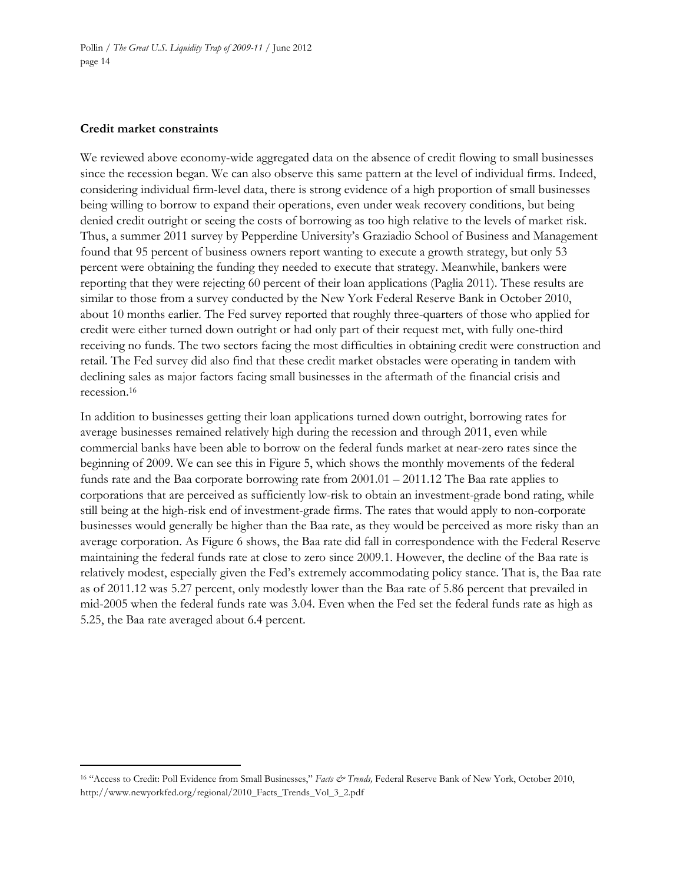**Credit market constraints**

We reviewed above economy-wide aggregated data on the absence of credit flowing to small businesses since the recession began. We can also observe this same pattern at the level of individual firms. Indeed, considering individual firm-level data, there is strong evidence of a high proportion of small businesses being willing to borrow to expand their operations, even under weak recovery conditions, but being denied credit outright or seeing the costs of borrowing as too high relative to the levels of market risk. Thus, a summer 2011 survey by Pepperdine University's Graziadio School of Business and Management found that 95 percent of business owners report wanting to execute a growth strategy, but only 53 percent were obtaining the funding they needed to execute that strategy. Meanwhile, bankers were reporting that they were rejecting 60 percent of their loan applications (Paglia 2011). These results are similar to those from a survey conducted by the New York Federal Reserve Bank in October 2010, about 10 months earlier. The Fed survey reported that roughly three-quarters of those who applied for credit were either turned down outright or had only part of their request met, with fully one-third receiving no funds. The two sectors facing the most difficulties in obtaining credit were construction and retail. The Fed survey did also find that these credit market obstacles were operating in tandem with declining sales as major factors facing small businesses in the aftermath of the financial crisis and recession.[16]

In addition to businesses getting their loan applications turned down outright, borrowing rates for average businesses remained relatively high during the recession and through 2011, even while commercial banks have been able to borrow on the federal funds market at near-zero rates since the beginning of 2009. We can see this in Figure 5, which shows the monthly movements of the federal funds rate and the Baa corporate borrowing rate from 2001.01 – 2011.12 The Baa rate applies to corporations that are perceived as sufficiently low-risk to obtain an investment-grade bond rating, while still being at the high-risk end of investment-grade firms. The rates that would apply to non-corporate businesses would generally be higher than the Baa rate, as they would be perceived as more risky than an average corporation. As Figure 6 shows, the Baa rate did fall in correspondence with the Federal Reserve maintaining the federal funds rate at close to zero since 2009.1. However, the decline of the Baa rate is relatively modest, especially given the Fed's extremely accommodating policy stance. That is, the Baa rate as of 2011.12 was 5.27 percent, only modestly lower than the Baa rate of 5.86 percent that prevailed in mid-2005 when the federal funds rate was 3.04. Even when the Fed set the federal funds rate as high as 5.25, the Baa rate averaged about 6.4 percent.

[16] "Access to Credit: Poll Evidence from Small Businesses," *Facts & Trends,* Federal Reserve Bank of New York, October 2010, http://www.newyorkfed.org/regional/2010_Facts_Trends_Vol_3_2.pdf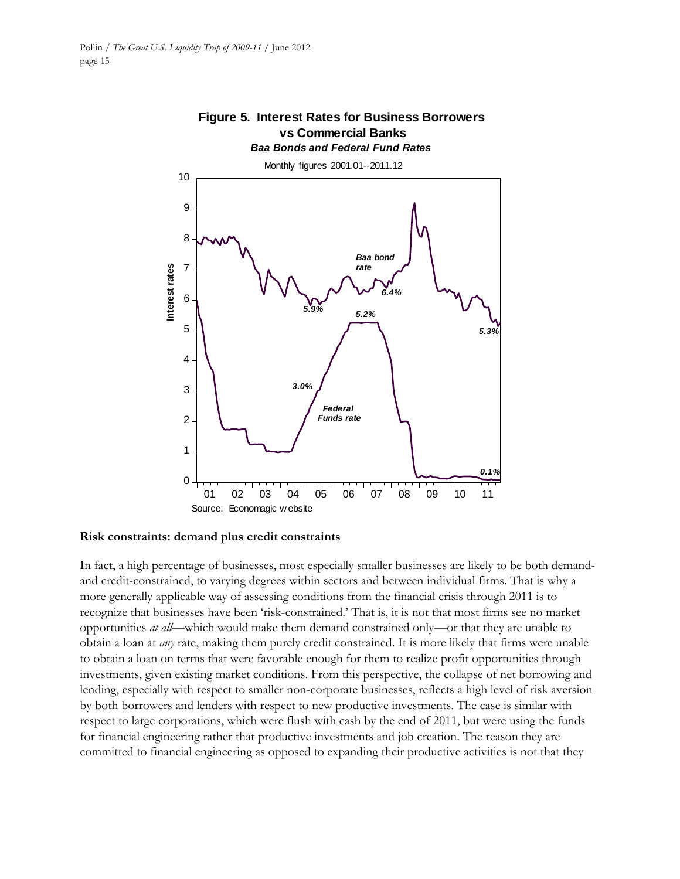**Figure 5. Interest Rates for Business Borrowers vs Commercial Banks**
***Baa Bonds and Federal Fund Rates***

Monthly figures 2001.01--2011.12

Source: Economagic website

**Risk constraints: demand plus credit constraints**

In fact, a high percentage of businesses, most especially smaller businesses are likely to be both demand- and credit-constrained, to varying degrees within sectors and between individual firms. That is why a more generally applicable way of assessing conditions from the financial crisis through 2011 is to recognize that businesses have been 'risk-constrained.' That is, it is not that most firms see no market opportunities *at all*—which would make them demand constrained only—or that they are unable to obtain a loan at *any* rate, making them purely credit constrained. It is more likely that firms were unable to obtain a loan on terms that were favorable enough for them to realize profit opportunities through investments, given existing market conditions. From this perspective, the collapse of net borrowing and lending, especially with respect to smaller non-corporate businesses, reflects a high level of risk aversion by both borrowers and lenders with respect to new productive investments. The case is similar with respect to large corporations, which were flush with cash by the end of 2011, but were using the funds for financial engineering rather that productive investments and job creation. The reason they are committed to financial engineering as opposed to expanding their productive activities is not that they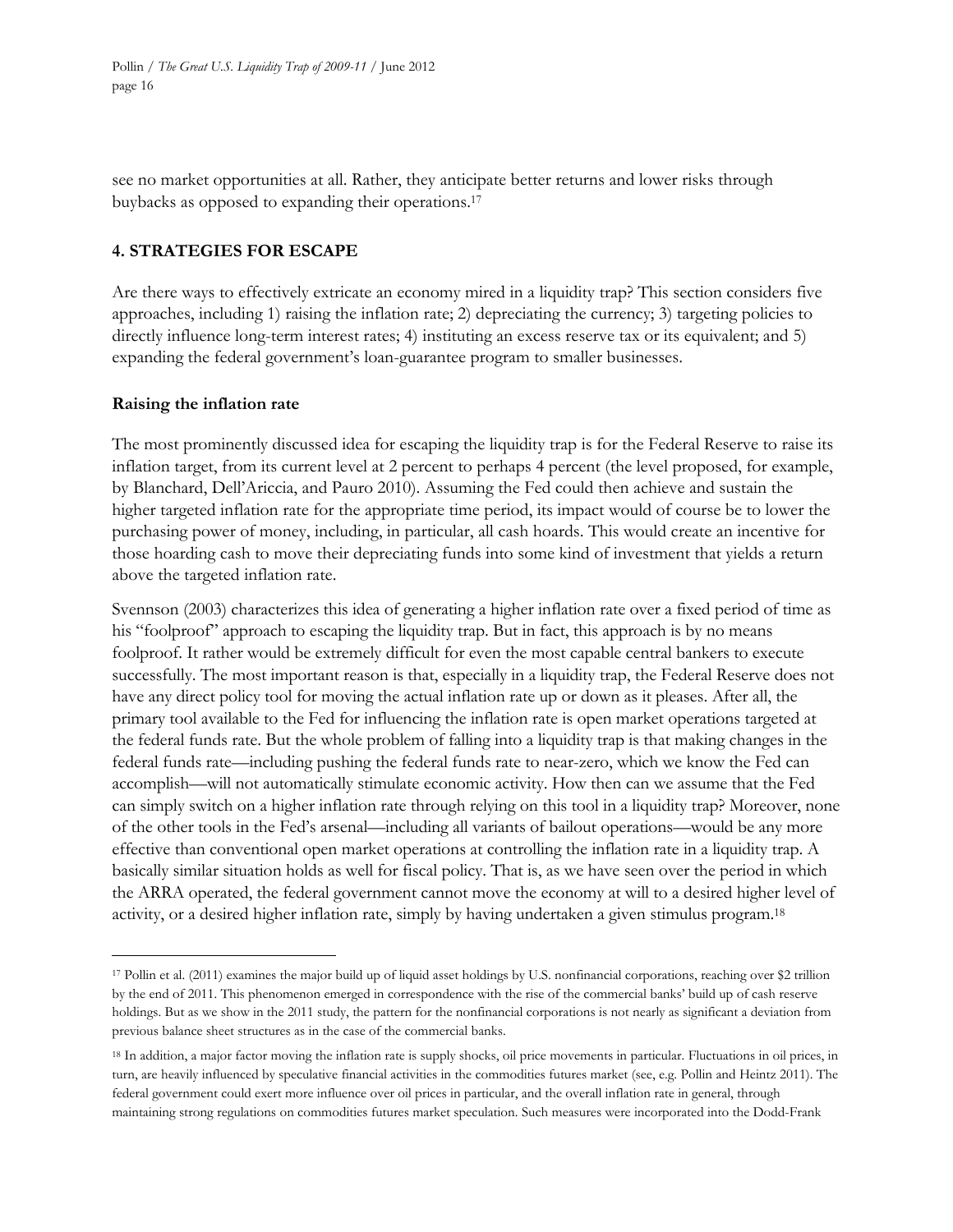see no market opportunities at all. Rather, they anticipate better returns and lower risks through buybacks as opposed to expanding their operations.[17]

## 4. STRATEGIES FOR ESCAPE

Are there ways to effectively extricate an economy mired in a liquidity trap? This section considers five approaches, including 1) raising the inflation rate; 2) depreciating the currency; 3) targeting policies to directly influence long-term interest rates; 4) instituting an excess reserve tax or its equivalent; and 5) expanding the federal government's loan-guarantee program to smaller businesses.

### Raising the inflation rate

The most prominently discussed idea for escaping the liquidity trap is for the Federal Reserve to raise its inflation target, from its current level at 2 percent to perhaps 4 percent (the level proposed, for example, by Blanchard, Dell'Ariccia, and Pauro 2010). Assuming the Fed could then achieve and sustain the higher targeted inflation rate for the appropriate time period, its impact would of course be to lower the purchasing power of money, including, in particular, all cash hoards. This would create an incentive for those hoarding cash to move their depreciating funds into some kind of investment that yields a return above the targeted inflation rate.

Svennson (2003) characterizes this idea of generating a higher inflation rate over a fixed period of time as his "foolproof" approach to escaping the liquidity trap. But in fact, this approach is by no means foolproof. It rather would be extremely difficult for even the most capable central bankers to execute successfully. The most important reason is that, especially in a liquidity trap, the Federal Reserve does not have any direct policy tool for moving the actual inflation rate up or down as it pleases. After all, the primary tool available to the Fed for influencing the inflation rate is open market operations targeted at the federal funds rate. But the whole problem of falling into a liquidity trap is that making changes in the federal funds rate—including pushing the federal funds rate to near-zero, which we know the Fed can accomplish—will not automatically stimulate economic activity. How then can we assume that the Fed can simply switch on a higher inflation rate through relying on this tool in a liquidity trap? Moreover, none of the other tools in the Fed's arsenal—including all variants of bailout operations—would be any more effective than conventional open market operations at controlling the inflation rate in a liquidity trap. A basically similar situation holds as well for fiscal policy. That is, as we have seen over the period in which the ARRA operated, the federal government cannot move the economy at will to a desired higher level of activity, or a desired higher inflation rate, simply by having undertaken a given stimulus program.[18]

---

[17] Pollin et al. (2011) examines the major build up of liquid asset holdings by U.S. nonfinancial corporations, reaching over $2 trillion by the end of 2011. This phenomenon emerged in correspondence with the rise of the commercial banks' build up of cash reserve holdings. But as we show in the 2011 study, the pattern for the nonfinancial corporations is not nearly as significant a deviation from previous balance sheet structures as in the case of the commercial banks.

[18] In addition, a major factor moving the inflation rate is supply shocks, oil price movements in particular. Fluctuations in oil prices, in turn, are heavily influenced by speculative financial activities in the commodities futures market (see, e.g. Pollin and Heintz 2011). The federal government could exert more influence over oil prices in particular, and the overall inflation rate in general, through maintaining strong regulations on commodities futures market speculation. Such measures were incorporated into the Dodd-Frank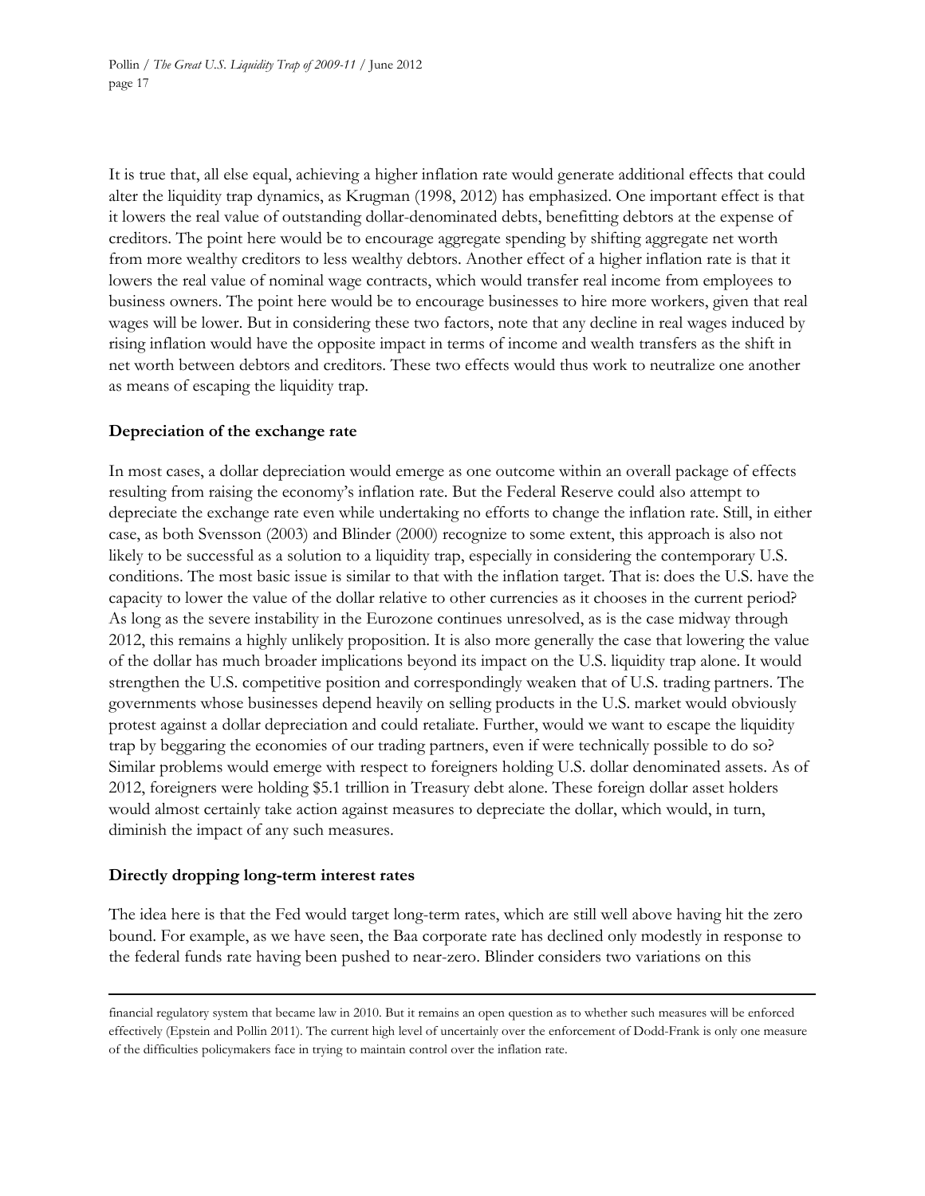It is true that, all else equal, achieving a higher inflation rate would generate additional effects that could alter the liquidity trap dynamics, as Krugman (1998, 2012) has emphasized. One important effect is that it lowers the real value of outstanding dollar-denominated debts, benefitting debtors at the expense of creditors. The point here would be to encourage aggregate spending by shifting aggregate net worth from more wealthy creditors to less wealthy debtors. Another effect of a higher inflation rate is that it lowers the real value of nominal wage contracts, which would transfer real income from employees to business owners. The point here would be to encourage businesses to hire more workers, given that real wages will be lower. But in considering these two factors, note that any decline in real wages induced by rising inflation would have the opposite impact in terms of income and wealth transfers as the shift in net worth between debtors and creditors. These two effects would thus work to neutralize one another as means of escaping the liquidity trap.

**Depreciation of the exchange rate**

In most cases, a dollar depreciation would emerge as one outcome within an overall package of effects resulting from raising the economy's inflation rate. But the Federal Reserve could also attempt to depreciate the exchange rate even while undertaking no efforts to change the inflation rate. Still, in either case, as both Svensson (2003) and Blinder (2000) recognize to some extent, this approach is also not likely to be successful as a solution to a liquidity trap, especially in considering the contemporary U.S. conditions. The most basic issue is similar to that with the inflation target. That is: does the U.S. have the capacity to lower the value of the dollar relative to other currencies as it chooses in the current period? As long as the severe instability in the Eurozone continues unresolved, as is the case midway through 2012, this remains a highly unlikely proposition. It is also more generally the case that lowering the value of the dollar has much broader implications beyond its impact on the U.S. liquidity trap alone. It would strengthen the U.S. competitive position and correspondingly weaken that of U.S. trading partners. The governments whose businesses depend heavily on selling products in the U.S. market would obviously protest against a dollar depreciation and could retaliate. Further, would we want to escape the liquidity trap by beggaring the economies of our trading partners, even if were technically possible to do so? Similar problems would emerge with respect to foreigners holding U.S. dollar denominated assets. As of 2012, foreigners were holding $5.1 trillion in Treasury debt alone. These foreign dollar asset holders would almost certainly take action against measures to depreciate the dollar, which would, in turn, diminish the impact of any such measures.

**Directly dropping long-term interest rates**

The idea here is that the Fed would target long-term rates, which are still well above having hit the zero bound. For example, as we have seen, the Baa corporate rate has declined only modestly in response to the federal funds rate having been pushed to near-zero. Blinder considers two variations on this

---

financial regulatory system that became law in 2010. But it remains an open question as to whether such measures will be enforced effectively (Epstein and Pollin 2011). The current high level of uncertainly over the enforcement of Dodd-Frank is only one measure of the difficulties policymakers face in trying to maintain control over the inflation rate.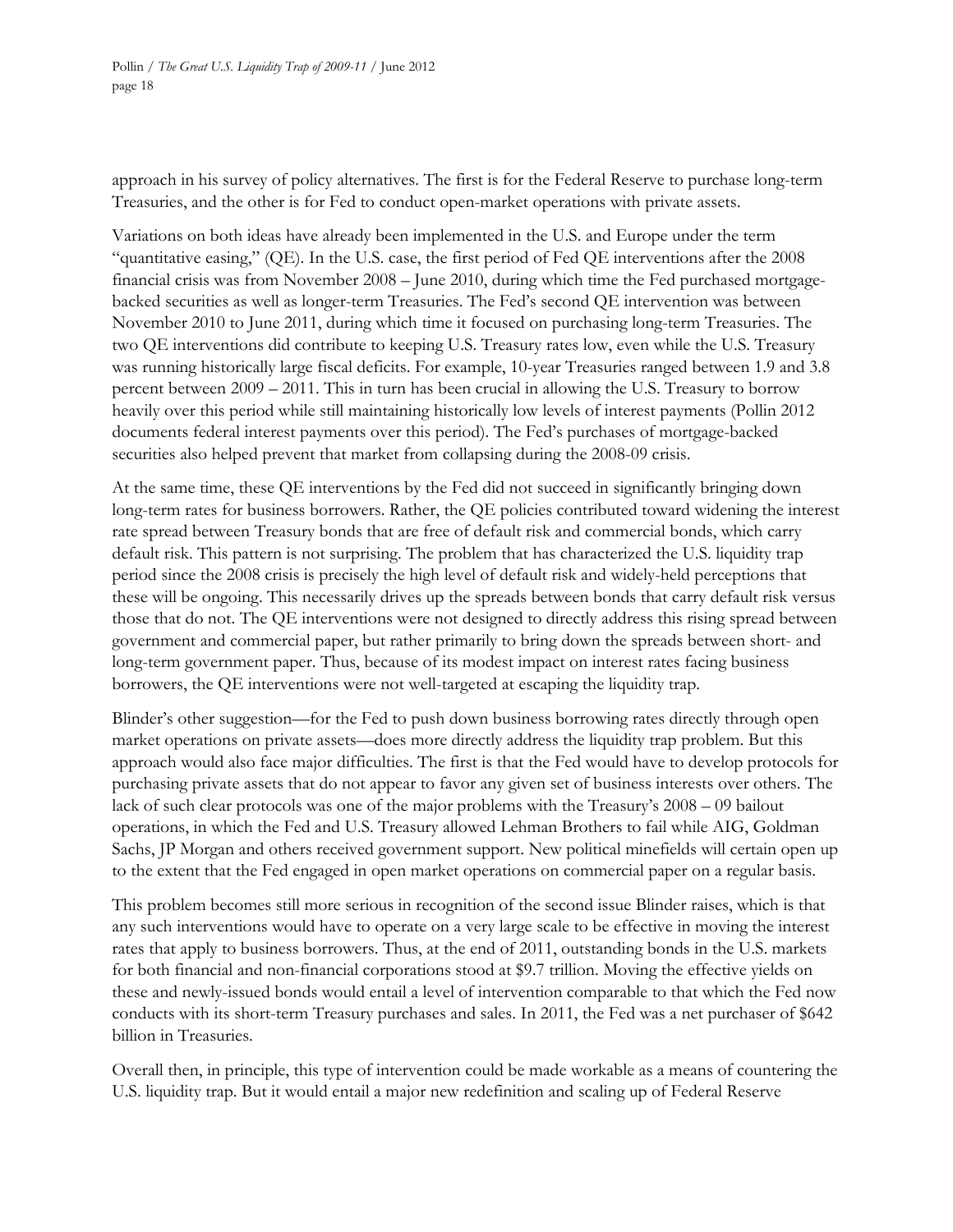approach in his survey of policy alternatives. The first is for the Federal Reserve to purchase long-term Treasuries, and the other is for Fed to conduct open-market operations with private assets.

Variations on both ideas have already been implemented in the U.S. and Europe under the term "quantitative easing," (QE). In the U.S. case, the first period of Fed QE interventions after the 2008 financial crisis was from November 2008 – June 2010, during which time the Fed purchased mortgage-backed securities as well as longer-term Treasuries. The Fed's second QE intervention was between November 2010 to June 2011, during which time it focused on purchasing long-term Treasuries. The two QE interventions did contribute to keeping U.S. Treasury rates low, even while the U.S. Treasury was running historically large fiscal deficits. For example, 10-year Treasuries ranged between 1.9 and 3.8 percent between 2009 – 2011. This in turn has been crucial in allowing the U.S. Treasury to borrow heavily over this period while still maintaining historically low levels of interest payments (Pollin 2012 documents federal interest payments over this period). The Fed's purchases of mortgage-backed securities also helped prevent that market from collapsing during the 2008-09 crisis.

At the same time, these QE interventions by the Fed did not succeed in significantly bringing down long-term rates for business borrowers. Rather, the QE policies contributed toward widening the interest rate spread between Treasury bonds that are free of default risk and commercial bonds, which carry default risk. This pattern is not surprising. The problem that has characterized the U.S. liquidity trap period since the 2008 crisis is precisely the high level of default risk and widely-held perceptions that these will be ongoing. This necessarily drives up the spreads between bonds that carry default risk versus those that do not. The QE interventions were not designed to directly address this rising spread between government and commercial paper, but rather primarily to bring down the spreads between short- and long-term government paper. Thus, because of its modest impact on interest rates facing business borrowers, the QE interventions were not well-targeted at escaping the liquidity trap.

Blinder's other suggestion—for the Fed to push down business borrowing rates directly through open market operations on private assets—does more directly address the liquidity trap problem. But this approach would also face major difficulties. The first is that the Fed would have to develop protocols for purchasing private assets that do not appear to favor any given set of business interests over others. The lack of such clear protocols was one of the major problems with the Treasury's 2008 – 09 bailout operations, in which the Fed and U.S. Treasury allowed Lehman Brothers to fail while AIG, Goldman Sachs, JP Morgan and others received government support. New political minefields will certain open up to the extent that the Fed engaged in open market operations on commercial paper on a regular basis.

This problem becomes still more serious in recognition of the second issue Blinder raises, which is that any such interventions would have to operate on a very large scale to be effective in moving the interest rates that apply to business borrowers. Thus, at the end of 2011, outstanding bonds in the U.S. markets for both financial and non-financial corporations stood at $9.7 trillion. Moving the effective yields on these and newly-issued bonds would entail a level of intervention comparable to that which the Fed now conducts with its short-term Treasury purchases and sales. In 2011, the Fed was a net purchaser of $642 billion in Treasuries.

Overall then, in principle, this type of intervention could be made workable as a means of countering the U.S. liquidity trap. But it would entail a major new redefinition and scaling up of Federal Reserve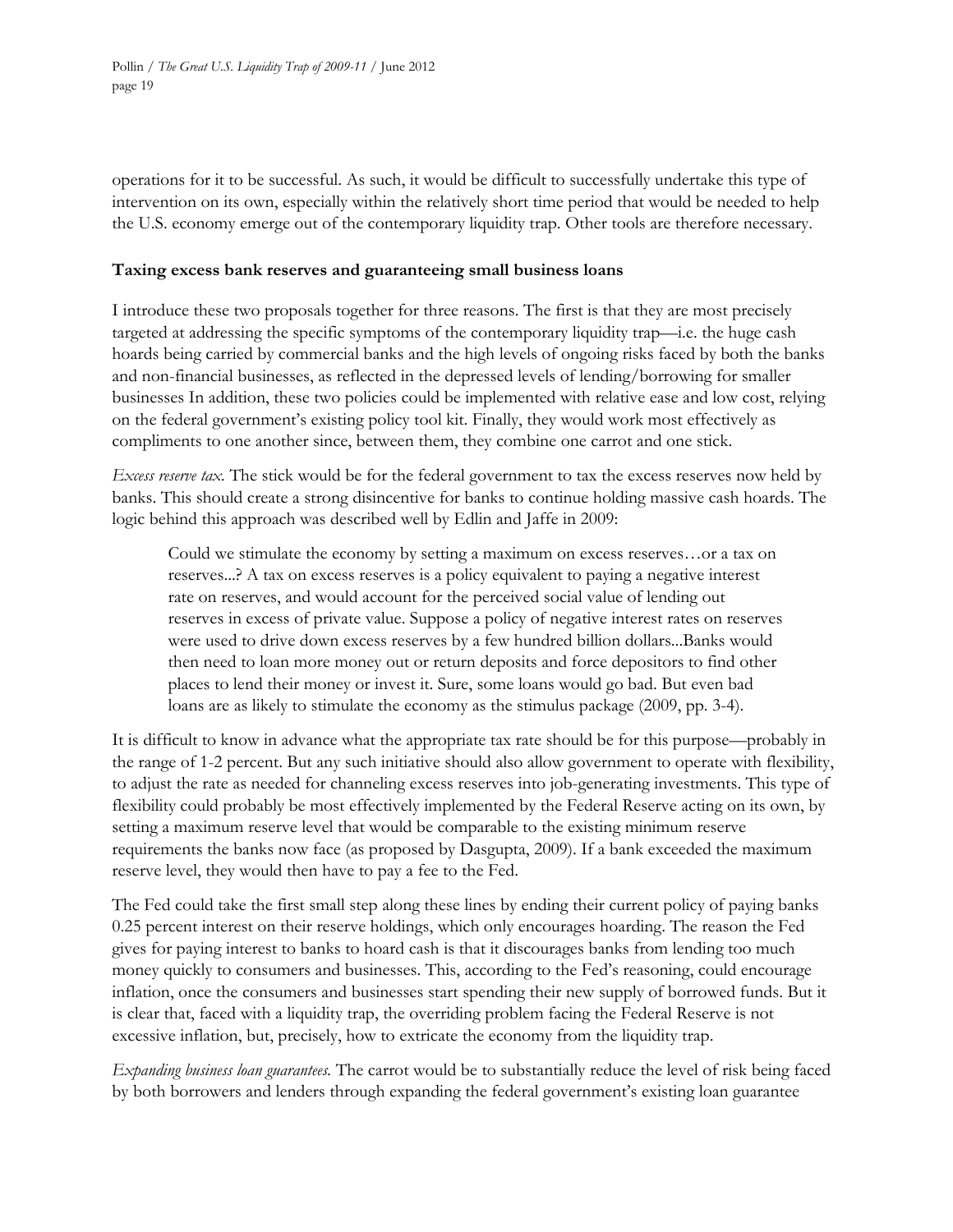operations for it to be successful. As such, it would be difficult to successfully undertake this type of intervention on its own, especially within the relatively short time period that would be needed to help the U.S. economy emerge out of the contemporary liquidity trap. Other tools are therefore necessary.

**Taxing excess bank reserves and guaranteeing small business loans**

I introduce these two proposals together for three reasons. The first is that they are most precisely targeted at addressing the specific symptoms of the contemporary liquidity trap—i.e. the huge cash hoards being carried by commercial banks and the high levels of ongoing risks faced by both the banks and non-financial businesses, as reflected in the depressed levels of lending/borrowing for smaller businesses In addition, these two policies could be implemented with relative ease and low cost, relying on the federal government's existing policy tool kit. Finally, they would work most effectively as compliments to one another since, between them, they combine one carrot and one stick.

*Excess reserve tax.* The stick would be for the federal government to tax the excess reserves now held by banks. This should create a strong disincentive for banks to continue holding massive cash hoards. The logic behind this approach was described well by Edlin and Jaffe in 2009:

> Could we stimulate the economy by setting a maximum on excess reserves…or a tax on reserves...? A tax on excess reserves is a policy equivalent to paying a negative interest rate on reserves, and would account for the perceived social value of lending out reserves in excess of private value. Suppose a policy of negative interest rates on reserves were used to drive down excess reserves by a few hundred billion dollars...Banks would then need to loan more money out or return deposits and force depositors to find other places to lend their money or invest it. Sure, some loans would go bad. But even bad loans are as likely to stimulate the economy as the stimulus package (2009, pp. 3-4).

It is difficult to know in advance what the appropriate tax rate should be for this purpose—probably in the range of 1-2 percent. But any such initiative should also allow government to operate with flexibility, to adjust the rate as needed for channeling excess reserves into job-generating investments. This type of flexibility could probably be most effectively implemented by the Federal Reserve acting on its own, by setting a maximum reserve level that would be comparable to the existing minimum reserve requirements the banks now face (as proposed by Dasgupta, 2009). If a bank exceeded the maximum reserve level, they would then have to pay a fee to the Fed.

The Fed could take the first small step along these lines by ending their current policy of paying banks 0.25 percent interest on their reserve holdings, which only encourages hoarding. The reason the Fed gives for paying interest to banks to hoard cash is that it discourages banks from lending too much money quickly to consumers and businesses. This, according to the Fed's reasoning, could encourage inflation, once the consumers and businesses start spending their new supply of borrowed funds. But it is clear that, faced with a liquidity trap, the overriding problem facing the Federal Reserve is not excessive inflation, but, precisely, how to extricate the economy from the liquidity trap.

*Expanding business loan guarantees.* The carrot would be to substantially reduce the level of risk being faced by both borrowers and lenders through expanding the federal government's existing loan guarantee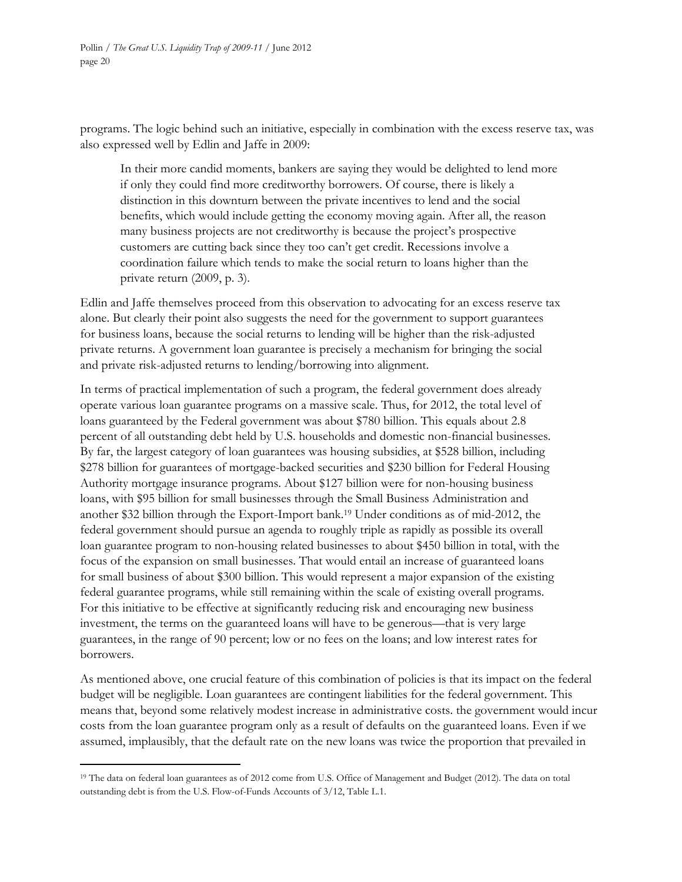programs. The logic behind such an initiative, especially in combination with the excess reserve tax, was also expressed well by Edlin and Jaffe in 2009:

> In their more candid moments, bankers are saying they would be delighted to lend more if only they could find more creditworthy borrowers. Of course, there is likely a distinction in this downturn between the private incentives to lend and the social benefits, which would include getting the economy moving again. After all, the reason many business projects are not creditworthy is because the project's prospective customers are cutting back since they too can't get credit. Recessions involve a coordination failure which tends to make the social return to loans higher than the private return (2009, p. 3).

Edlin and Jaffe themselves proceed from this observation to advocating for an excess reserve tax alone. But clearly their point also suggests the need for the government to support guarantees for business loans, because the social returns to lending will be higher than the risk-adjusted private returns. A government loan guarantee is precisely a mechanism for bringing the social and private risk-adjusted returns to lending/borrowing into alignment.

In terms of practical implementation of such a program, the federal government does already operate various loan guarantee programs on a massive scale. Thus, for 2012, the total level of loans guaranteed by the Federal government was about $780 billion. This equals about 2.8 percent of all outstanding debt held by U.S. households and domestic non-financial businesses. By far, the largest category of loan guarantees was housing subsidies, at $528 billion, including $278 billion for guarantees of mortgage-backed securities and $230 billion for Federal Housing Authority mortgage insurance programs. About $127 billion were for non-housing business loans, with $95 billion for small businesses through the Small Business Administration and another $32 billion through the Export-Import bank.[19] Under conditions as of mid-2012, the federal government should pursue an agenda to roughly triple as rapidly as possible its overall loan guarantee program to non-housing related businesses to about $450 billion in total, with the focus of the expansion on small businesses. That would entail an increase of guaranteed loans for small business of about $300 billion. This would represent a major expansion of the existing federal guarantee programs, while still remaining within the scale of existing overall programs. For this initiative to be effective at significantly reducing risk and encouraging new business investment, the terms on the guaranteed loans will have to be generous—that is very large guarantees, in the range of 90 percent; low or no fees on the loans; and low interest rates for borrowers.

As mentioned above, one crucial feature of this combination of policies is that its impact on the federal budget will be negligible. Loan guarantees are contingent liabilities for the federal government. This means that, beyond some relatively modest increase in administrative costs. the government would incur costs from the loan guarantee program only as a result of defaults on the guaranteed loans. Even if we assumed, implausibly, that the default rate on the new loans was twice the proportion that prevailed in

---

[19] The data on federal loan guarantees as of 2012 come from U.S. Office of Management and Budget (2012). The data on total outstanding debt is from the U.S. Flow-of-Funds Accounts of 3/12, Table L.1.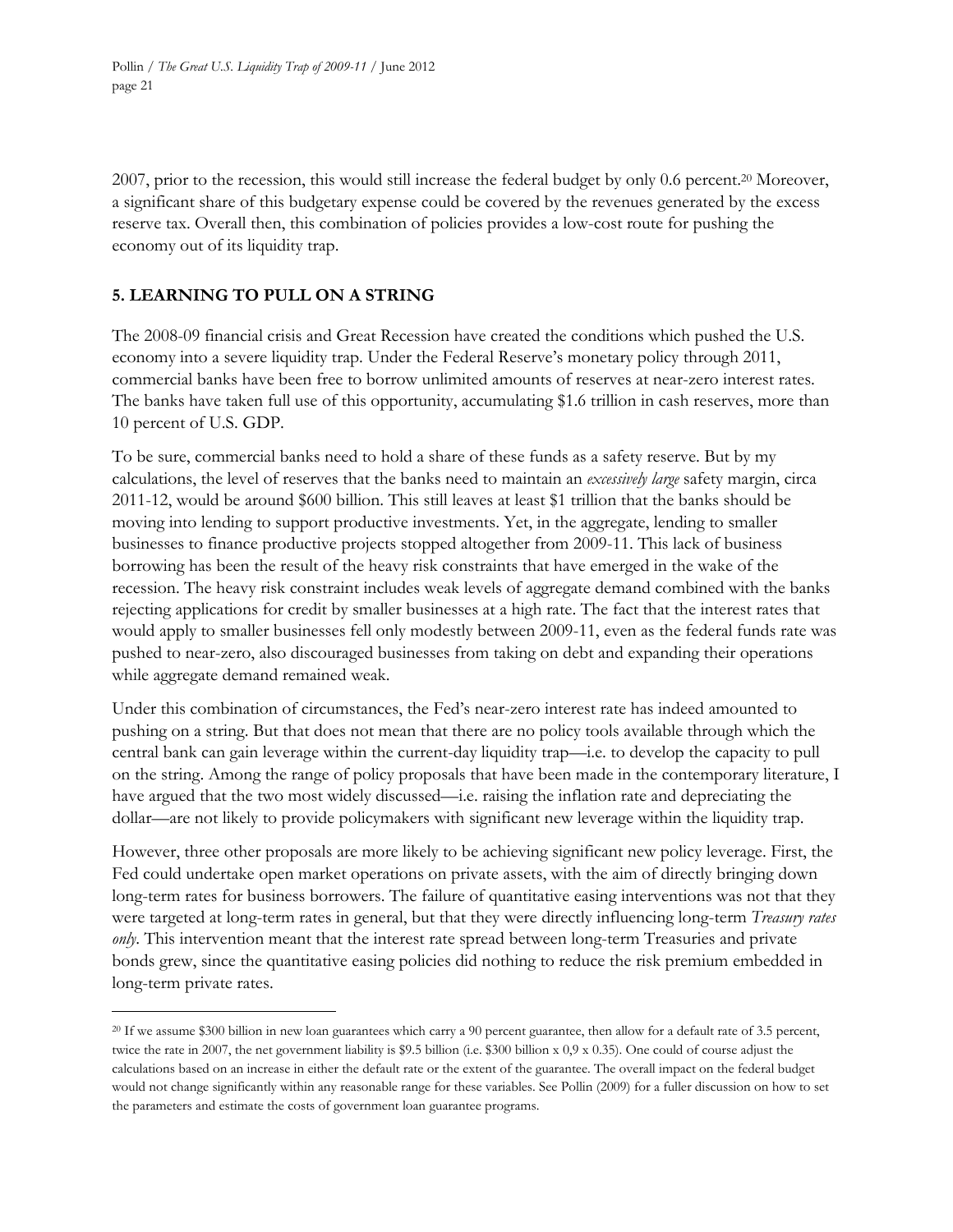2007, prior to the recession, this would still increase the federal budget by only 0.6 percent.[20] Moreover, a significant share of this budgetary expense could be covered by the revenues generated by the excess reserve tax. Overall then, this combination of policies provides a low-cost route for pushing the economy out of its liquidity trap.

## 5. LEARNING TO PULL ON A STRING

The 2008-09 financial crisis and Great Recession have created the conditions which pushed the U.S. economy into a severe liquidity trap. Under the Federal Reserve's monetary policy through 2011, commercial banks have been free to borrow unlimited amounts of reserves at near-zero interest rates. The banks have taken full use of this opportunity, accumulating $1.6 trillion in cash reserves, more than 10 percent of U.S. GDP.

To be sure, commercial banks need to hold a share of these funds as a safety reserve. But by my calculations, the level of reserves that the banks need to maintain an *excessively large* safety margin, circa 2011-12, would be around $600 billion. This still leaves at least $1 trillion that the banks should be moving into lending to support productive investments. Yet, in the aggregate, lending to smaller businesses to finance productive projects stopped altogether from 2009-11. This lack of business borrowing has been the result of the heavy risk constraints that have emerged in the wake of the recession. The heavy risk constraint includes weak levels of aggregate demand combined with the banks rejecting applications for credit by smaller businesses at a high rate. The fact that the interest rates that would apply to smaller businesses fell only modestly between 2009-11, even as the federal funds rate was pushed to near-zero, also discouraged businesses from taking on debt and expanding their operations while aggregate demand remained weak.

Under this combination of circumstances, the Fed's near-zero interest rate has indeed amounted to pushing on a string. But that does not mean that there are no policy tools available through which the central bank can gain leverage within the current-day liquidity trap—i.e. to develop the capacity to pull on the string. Among the range of policy proposals that have been made in the contemporary literature, I have argued that the two most widely discussed—i.e. raising the inflation rate and depreciating the dollar—are not likely to provide policymakers with significant new leverage within the liquidity trap.

However, three other proposals are more likely to be achieving significant new policy leverage. First, the Fed could undertake open market operations on private assets, with the aim of directly bringing down long-term rates for business borrowers. The failure of quantitative easing interventions was not that they were targeted at long-term rates in general, but that they were directly influencing long-term *Treasury rates only*. This intervention meant that the interest rate spread between long-term Treasuries and private bonds grew, since the quantitative easing policies did nothing to reduce the risk premium embedded in long-term private rates.

---

[20] If we assume $300 billion in new loan guarantees which carry a 90 percent guarantee, then allow for a default rate of 3.5 percent, twice the rate in 2007, the net government liability is $9.5 billion (i.e. $300 billion x 0,9 x 0.35). One could of course adjust the calculations based on an increase in either the default rate or the extent of the guarantee. The overall impact on the federal budget would not change significantly within any reasonable range for these variables. See Pollin (2009) for a fuller discussion on how to set the parameters and estimate the costs of government loan guarantee programs.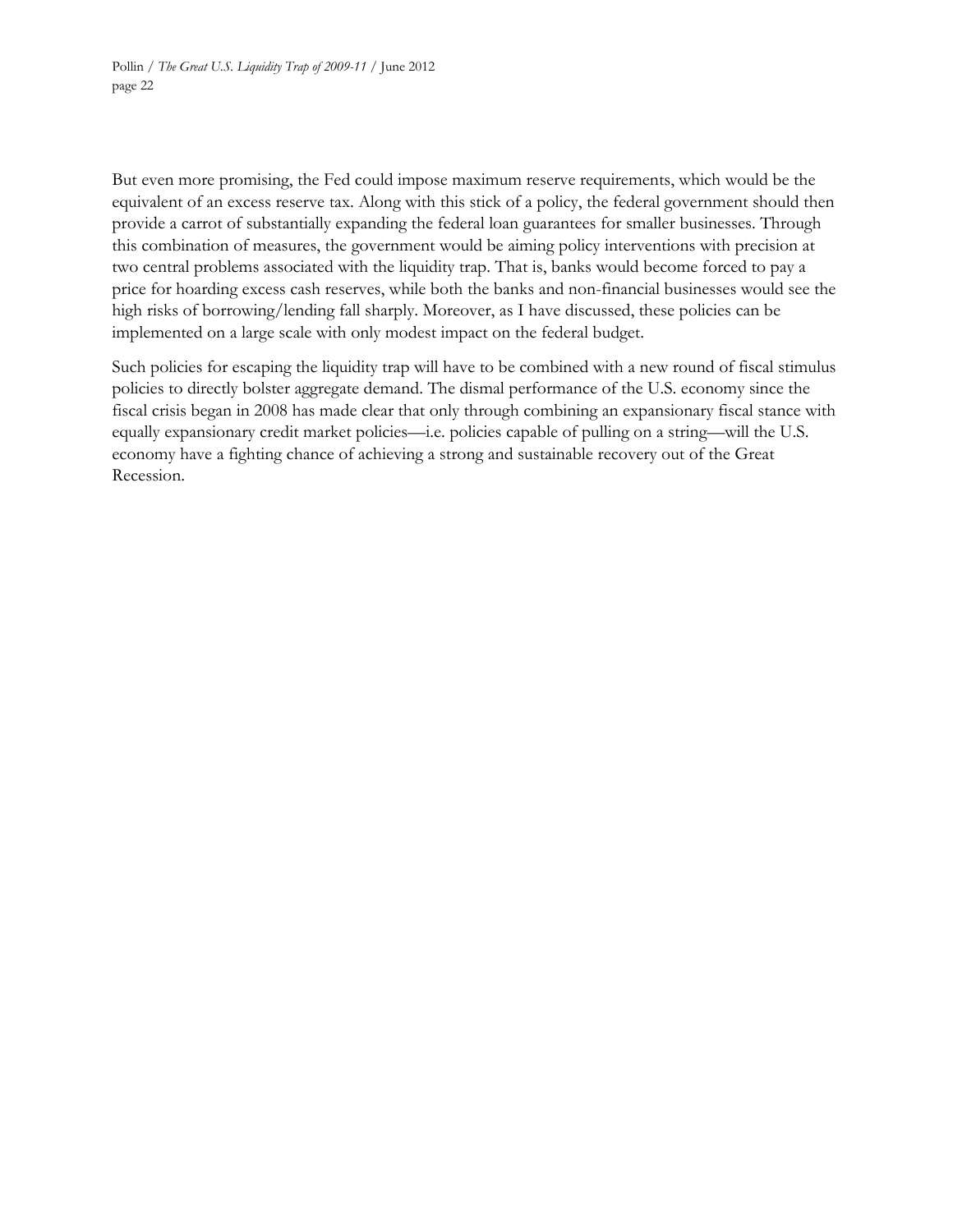But even more promising, the Fed could impose maximum reserve requirements, which would be the equivalent of an excess reserve tax. Along with this stick of a policy, the federal government should then provide a carrot of substantially expanding the federal loan guarantees for smaller businesses. Through this combination of measures, the government would be aiming policy interventions with precision at two central problems associated with the liquidity trap. That is, banks would become forced to pay a price for hoarding excess cash reserves, while both the banks and non-financial businesses would see the high risks of borrowing/lending fall sharply. Moreover, as I have discussed, these policies can be implemented on a large scale with only modest impact on the federal budget.

Such policies for escaping the liquidity trap will have to be combined with a new round of fiscal stimulus policies to directly bolster aggregate demand. The dismal performance of the U.S. economy since the fiscal crisis began in 2008 has made clear that only through combining an expansionary fiscal stance with equally expansionary credit market policies—i.e. policies capable of pulling on a string—will the U.S. economy have a fighting chance of achieving a strong and sustainable recovery out of the Great Recession.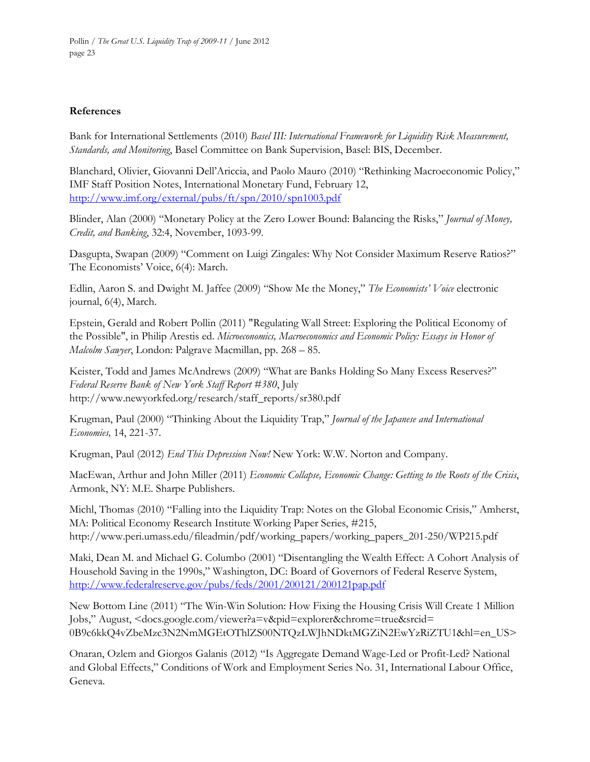**References**

Bank for International Settlements (2010) *Basel III: International Framework for Liquidity Risk Measurement, Standards, and Monitoring*, Basel Committee on Bank Supervision, Basel: BIS, December.

Blanchard, Olivier, Giovanni Dell'Ariccia, and Paolo Mauro (2010) "Rethinking Macroeconomic Policy," IMF Staff Position Notes, International Monetary Fund, February 12, http://www.imf.org/external/pubs/ft/spn/2010/spn1003.pdf

Blinder, Alan (2000) "Monetary Policy at the Zero Lower Bound: Balancing the Risks," *Journal of Money, Credit, and Banking*, 32:4, November, 1093-99.

Dasgupta, Swapan (2009) "Comment on Luigi Zingales: Why Not Consider Maximum Reserve Ratios?" The Economists' Voice, 6(4): March.

Edlin, Aaron S. and Dwight M. Jaffee (2009) "Show Me the Money," *The Economists' Voice* electronic journal, 6(4), March.

Epstein, Gerald and Robert Pollin (2011) "Regulating Wall Street: Exploring the Political Economy of the Possible", in Philip Arestis ed. *Microeconomics, Macroeconomics and Economic Policy: Essays in Honor of Malcolm Sawyer*, London: Palgrave Macmillan, pp. 268 – 85.

Keister, Todd and James McAndrews (2009) "What are Banks Holding So Many Excess Reserves?" *Federal Reserve Bank of New York Staff Report #380*, July http://www.newyorkfed.org/research/staff_reports/sr380.pdf

Krugman, Paul (2000) "Thinking About the Liquidity Trap," *Journal of the Japanese and International Economies,* 14, 221-37.

Krugman, Paul (2012) *End This Depression Now!* New York: W.W. Norton and Company.

MacEwan, Arthur and John Miller (2011) *Economic Collapse, Economic Change: Getting to the Roots of the Crisis*, Armonk, NY: M.E. Sharpe Publishers.

Michl, Thomas (2010) "Falling into the Liquidity Trap: Notes on the Global Economic Crisis," Amherst, MA: Political Economy Research Institute Working Paper Series, #215, http://www.peri.umass.edu/fileadmin/pdf/working_papers/working_papers_201-250/WP215.pdf

Maki, Dean M. and Michael G. Columbo (2001) "Disentangling the Wealth Effect: A Cohort Analysis of Household Saving in the 1990s," Washington, DC: Board of Governors of Federal Reserve System, http://www.federalreserve.gov/pubs/feds/2001/200121/200121pap.pdf

New Bottom Line (2011) "The Win-Win Solution: How Fixing the Housing Crisis Will Create 1 Million Jobs," August, <docs.google.com/viewer?a=v&pid=explorer&chrome=true&srcid=0B9c6kkQ4vZbeMzc3N2NmMGEtOThlZS00NTQzLWJhNDktMGZiN2EwYzRiZTU1&hl=en_US>

Onaran, Ozlem and Giorgos Galanis (2012) "Is Aggregate Demand Wage-Led or Profit-Led? National and Global Effects," Conditions of Work and Employment Series No. 31, International Labour Office, Geneva.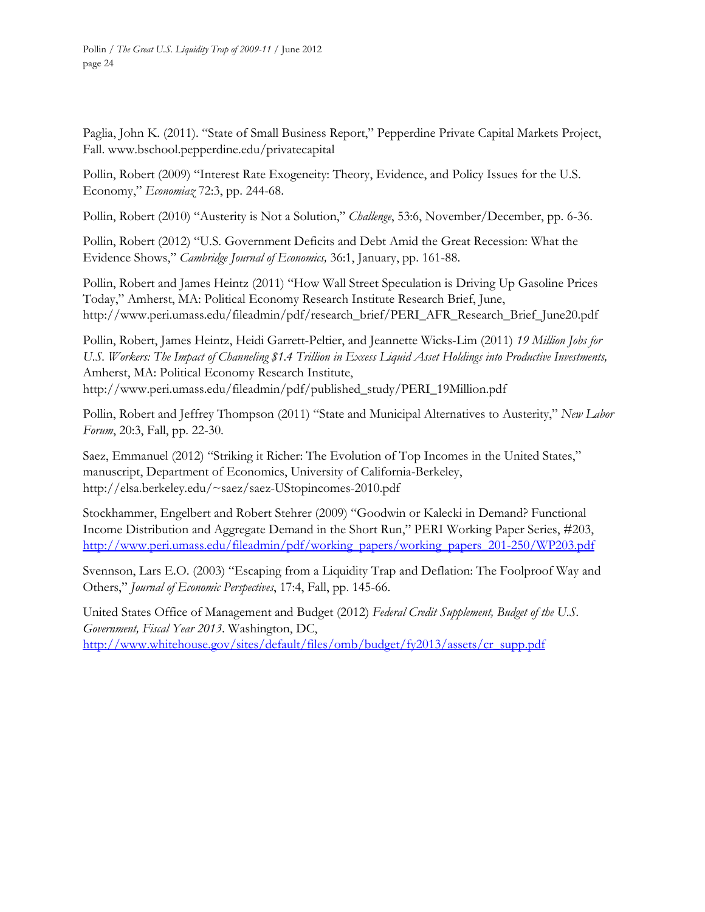Paglia, John K. (2011). "State of Small Business Report," Pepperdine Private Capital Markets Project, Fall. www.bschool.pepperdine.edu/privatecapital

Pollin, Robert (2009) "Interest Rate Exogeneity: Theory, Evidence, and Policy Issues for the U.S. Economy," *Economiaz* 72:3, pp. 244-68.

Pollin, Robert (2010) "Austerity is Not a Solution," *Challenge*, 53:6, November/December, pp. 6-36.

Pollin, Robert (2012) "U.S. Government Deficits and Debt Amid the Great Recession: What the Evidence Shows," *Cambridge Journal of Economics,* 36:1, January, pp. 161-88.

Pollin, Robert and James Heintz (2011) "How Wall Street Speculation is Driving Up Gasoline Prices Today," Amherst, MA: Political Economy Research Institute Research Brief, June, http://www.peri.umass.edu/fileadmin/pdf/research_brief/PERI_AFR_Research_Brief_June20.pdf

Pollin, Robert, James Heintz, Heidi Garrett-Peltier, and Jeannette Wicks-Lim (2011) *19 Million Jobs for U.S. Workers: The Impact of Channeling $1.4 Trillion in Excess Liquid Asset Holdings into Productive Investments,* Amherst, MA: Political Economy Research Institute, http://www.peri.umass.edu/fileadmin/pdf/published_study/PERI_19Million.pdf

Pollin, Robert and Jeffrey Thompson (2011) "State and Municipal Alternatives to Austerity," *New Labor Forum*, 20:3, Fall, pp. 22-30.

Saez, Emmanuel (2012) "Striking it Richer: The Evolution of Top Incomes in the United States," manuscript, Department of Economics, University of California-Berkeley, http://elsa.berkeley.edu/~saez/saez-UStopincomes-2010.pdf

Stockhammer, Engelbert and Robert Stehrer (2009) "Goodwin or Kalecki in Demand? Functional Income Distribution and Aggregate Demand in the Short Run," PERI Working Paper Series, #203, http://www.peri.umass.edu/fileadmin/pdf/working_papers/working_papers_201-250/WP203.pdf

Svennson, Lars E.O. (2003) "Escaping from a Liquidity Trap and Deflation: The Foolproof Way and Others," *Journal of Economic Perspectives*, 17:4, Fall, pp. 145-66.

United States Office of Management and Budget (2012) *Federal Credit Supplement, Budget of the U.S. Government, Fiscal Year 2013*. Washington, DC, http://www.whitehouse.gov/sites/default/files/omb/budget/fy2013/assets/cr_supp.pdf